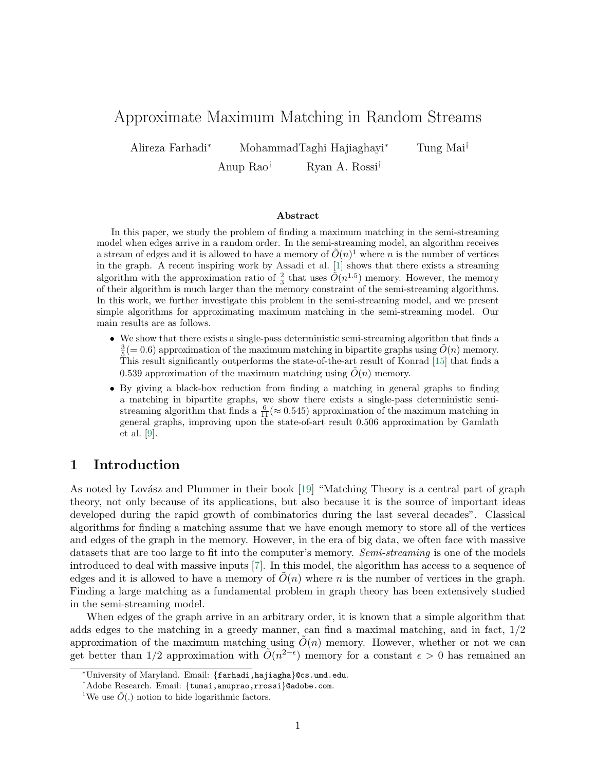# Approximate Maximum Matching in Random Streams

Alireza Farhadi[*] MohammadTaghi Hajiaghayi[*] Tung Mai[†] Anup Rao[†] Ryan A. Rossi[†]

### Abstract

In this paper, we study the problem of finding a maximum matching in the semi-streaming model when edges arrive in a random order. In the semi-streaming model, an algorithm receives a stream of edges and it is allowed to have a memory of $\tilde{O}(n)$[1] where $n$ is the number of vertices in the graph. A recent inspiring work by Assadi et al. [1] shows that there exists a streaming algorithm with the approximation ratio of $\frac{2}{3}$ that uses $\tilde{O}(n^{1.5})$ memory. However, the memory of their algorithm is much larger than the memory constraint of the semi-streaming algorithms. In this work, we further investigate this problem in the semi-streaming model, and we present simple algorithms for approximating maximum matching in the semi-streaming model. Our main results are as follows.

- We show that there exists a single-pass deterministic semi-streaming algorithm that finds a $\frac{3}{5}(= 0.6)$ approximation of the maximum matching in bipartite graphs using $\tilde{O}(n)$ memory. This result significantly outperforms the state-of-the-art result of Konrad [15] that finds a 0.539 approximation of the maximum matching using $\tilde{O}(n)$ memory.
- By giving a black-box reduction from finding a matching in general graphs to finding a matching in bipartite graphs, we show there exists a single-pass deterministic semi-streaming algorithm that finds a $\frac{6}{11}(\approx 0.545)$ approximation of the maximum matching in general graphs, improving upon the state-of-art result 0.506 approximation by Gamlath et al. [9].

## 1 Introduction

As noted by Lovász and Plummer in their book [19] "Matching Theory is a central part of graph theory, not only because of its applications, but also because it is the source of important ideas developed during the rapid growth of combinatorics during the last several decades". Classical algorithms for finding a matching assume that we have enough memory to store all of the vertices and edges of the graph in the memory. However, in the era of big data, we often face with massive datasets that are too large to fit into the computer's memory. *Semi-streaming* is one of the models introduced to deal with massive inputs [7]. In this model, the algorithm has access to a sequence of edges and it is allowed to have a memory of $\tilde{O}(n)$ where $n$ is the number of vertices in the graph. Finding a large matching as a fundamental problem in graph theory has been extensively studied in the semi-streaming model.

When edges of the graph arrive in an arbitrary order, it is known that a simple algorithm that adds edges to the matching in a greedy manner, can find a maximal matching, and in fact, 1/2 approximation of the maximum matching using $\tilde{O}(n)$ memory. However, whether or not we can get better than 1/2 approximation with $\tilde{O}(n^{2-\epsilon})$ memory for a constant $\epsilon > 0$ has remained an

[*] University of Maryland. Email: {farhadi,hajiagha}@cs.umd.edu.

[†] Adobe Research. Email: {tumai,anuprao,rrossi}@adobe.com.

[1] We use $\tilde{O}(.)$ notion to hide logarithmic factors.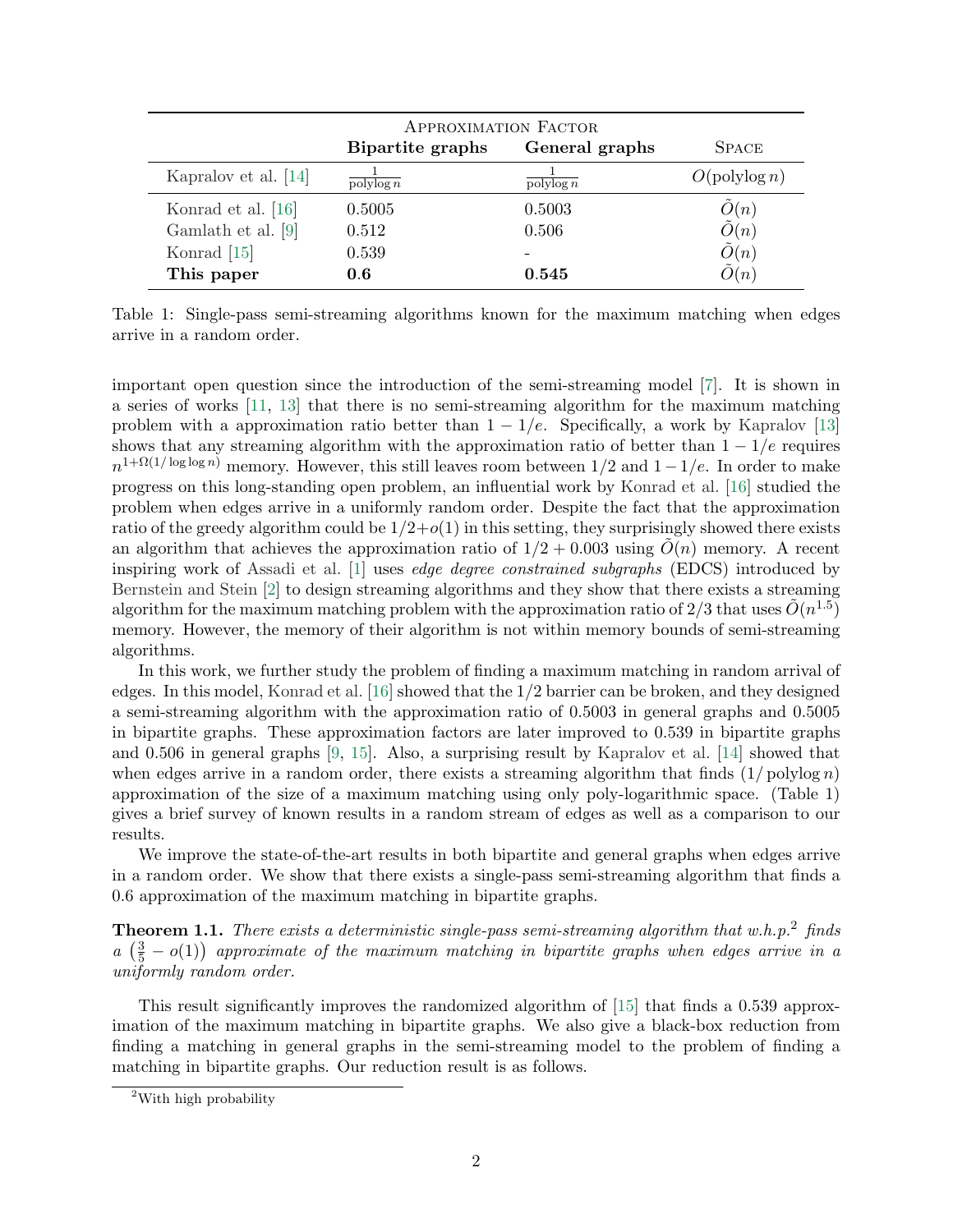| | Approximation Factor | | |
|---|---|---|---|
| | **Bipartite graphs** | **General graphs** | Space |
| Kapralov et al. [14] | $\frac{1}{\text{polylog}\, n}$ | $\frac{1}{\text{polylog}\, n}$ | $O(\text{polylog}\, n)$ |
| Konrad et al. [16] | 0.5005 | 0.5003 | $\tilde{O}(n)$ |
| Gamlath et al. [9] | 0.512 | 0.506 | $\tilde{O}(n)$ |
| Konrad [15] | 0.539 | - | $\tilde{O}(n)$ |
| **This paper** | **0.6** | **0.545** | $\tilde{O}(n)$ |

Table 1: Single-pass semi-streaming algorithms known for the maximum matching when edges arrive in a random order.

important open question since the introduction of the semi-streaming model [7]. It is shown in a series of works [11, 13] that there is no semi-streaming algorithm for the maximum matching problem with a approximation ratio better than $1 - 1/e$. Specifically, a work by Kapralov [13] shows that any streaming algorithm with the approximation ratio of better than $1 - 1/e$ requires $n^{1+\Omega(1/\log\log n)}$ memory. However, this still leaves room between $1/2$ and $1-1/e$. In order to make progress on this long-standing open problem, an influential work by Konrad et al. [16] studied the problem when edges arrive in a uniformly random order. Despite the fact that the approximation ratio of the greedy algorithm could be $1/2+o(1)$ in this setting, they surprisingly showed there exists an algorithm that achieves the approximation ratio of $1/2 + 0.003$ using $\tilde{O}(n)$ memory. A recent inspiring work of Assadi et al. [1] uses *edge degree constrained subgraphs* (EDCS) introduced by Bernstein and Stein [2] to design streaming algorithms and they show that there exists a streaming algorithm for the maximum matching problem with the approximation ratio of 2/3 that uses $\tilde{O}(n^{1.5})$ memory. However, the memory of their algorithm is not within memory bounds of semi-streaming algorithms.

In this work, we further study the problem of finding a maximum matching in random arrival of edges. In this model, Konrad et al. [16] showed that the $1/2$ barrier can be broken, and they designed a semi-streaming algorithm with the approximation ratio of 0.5003 in general graphs and 0.5005 in bipartite graphs. These approximation factors are later improved to 0.539 in bipartite graphs and 0.506 in general graphs [9, 15]. Also, a surprising result by Kapralov et al. [14] showed that when edges arrive in a random order, there exists a streaming algorithm that finds $(1/\text{polylog}\, n)$ approximation of the size of a maximum matching using only poly-logarithmic space. (Table 1) gives a brief survey of known results in a random stream of edges as well as a comparison to our results.

We improve the state-of-the-art results in both bipartite and general graphs when edges arrive in a random order. We show that there exists a single-pass semi-streaming algorithm that finds a 0.6 approximation of the maximum matching in bipartite graphs.

**Theorem 1.1.** *There exists a deterministic single-pass semi-streaming algorithm that w.h.p.*[2] *finds a* $\left(\frac{3}{5} - o(1)\right)$ *approximate of the maximum matching in bipartite graphs when edges arrive in a uniformly random order.*

This result significantly improves the randomized algorithm of [15] that finds a 0.539 approximation of the maximum matching in bipartite graphs. We also give a black-box reduction from finding a matching in general graphs in the semi-streaming model to the problem of finding a matching in bipartite graphs. Our reduction result is as follows.

[2] With high probability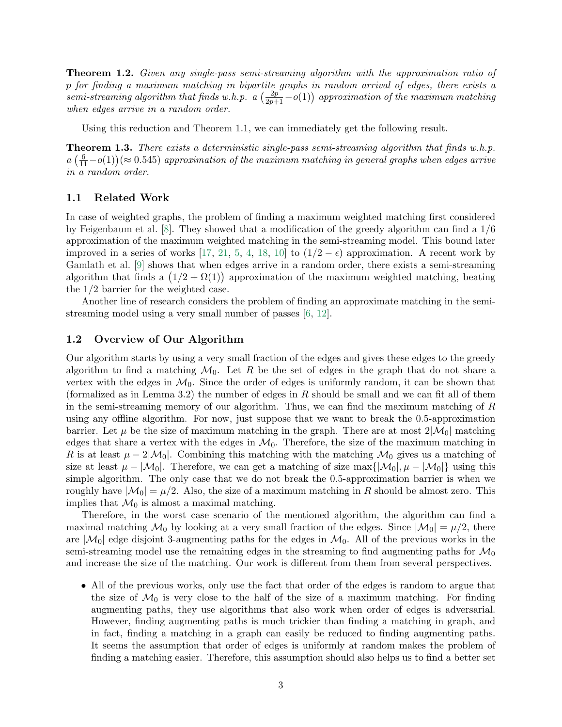**Theorem 1.2.** *Given any single-pass semi-streaming algorithm with the approximation ratio of $p$ for finding a maximum matching in bipartite graphs in random arrival of edges, there exists a semi-streaming algorithm that finds w.h.p. a $\left(\frac{2p}{2p+1} - o(1)\right)$ approximation of the maximum matching when edges arrive in a random order.*

Using this reduction and Theorem 1.1, we can immediately get the following result.

**Theorem 1.3.** *There exists a deterministic single-pass semi-streaming algorithm that finds w.h.p. a $\left(\frac{6}{11} - o(1)\right)(\approx 0.545)$ approximation of the maximum matching in general graphs when edges arrive in a random order.*

## 1.1 Related Work

In case of weighted graphs, the problem of finding a maximum weighted matching first considered by Feigenbaum et al. [8]. They showed that a modification of the greedy algorithm can find a 1/6 approximation of the maximum weighted matching in the semi-streaming model. This bound later improved in a series of works [17, 21, 5, 4, 18, 10] to $(1/2 - \epsilon)$ approximation. A recent work by Gamlath et al. [9] shows that when edges arrive in a random order, there exists a semi-streaming algorithm that finds a $\left(1/2 + \Omega(1)\right)$ approximation of the maximum weighted matching, beating the 1/2 barrier for the weighted case.

Another line of research considers the problem of finding an approximate matching in the semi-streaming model using a very small number of passes [6, 12].

## 1.2 Overview of Our Algorithm

Our algorithm starts by using a very small fraction of the edges and gives these edges to the greedy algorithm to find a matching $\mathcal{M}_0$. Let $R$ be the set of edges in the graph that do not share a vertex with the edges in $\mathcal{M}_0$. Since the order of edges is uniformly random, it can be shown that (formalized as in Lemma 3.2) the number of edges in $R$ should be small and we can fit all of them in the semi-streaming memory of our algorithm. Thus, we can find the maximum matching of $R$ using any offline algorithm. For now, just suppose that we want to break the 0.5-approximation barrier. Let $\mu$ be the size of maximum matching in the graph. There are at most $2|\mathcal{M}_0|$ matching edges that share a vertex with the edges in $\mathcal{M}_0$. Therefore, the size of the maximum matching in $R$ is at least $\mu - 2|\mathcal{M}_0|$. Combining this matching with the matching $\mathcal{M}_0$ gives us a matching of size at least $\mu - |\mathcal{M}_0|$. Therefore, we can get a matching of size $\max\{|\mathcal{M}_0|, \mu - |\mathcal{M}_0|\}$ using this simple algorithm. The only case that we do not break the 0.5-approximation barrier is when we roughly have $|\mathcal{M}_0| = \mu/2$. Also, the size of a maximum matching in $R$ should be almost zero. This implies that $\mathcal{M}_0$ is almost a maximal matching.

Therefore, in the worst case scenario of the mentioned algorithm, the algorithm can find a maximal matching $\mathcal{M}_0$ by looking at a very small fraction of the edges. Since $|\mathcal{M}_0| = \mu/2$, there are $|\mathcal{M}_0|$ edge disjoint 3-augmenting paths for the edges in $\mathcal{M}_0$. All of the previous works in the semi-streaming model use the remaining edges in the streaming to find augmenting paths for $\mathcal{M}_0$ and increase the size of the matching. Our work is different from them from several perspectives.

- All of the previous works, only use the fact that order of the edges is random to argue that the size of $\mathcal{M}_0$ is very close to the half of the size of a maximum matching. For finding augmenting paths, they use algorithms that also work when order of edges is adversarial. However, finding augmenting paths is much trickier than finding a matching in graph, and in fact, finding a matching in a graph can easily be reduced to finding augmenting paths. It seems the assumption that order of edges is uniformly at random makes the problem of finding a matching easier. Therefore, this assumption should also helps us to find a better set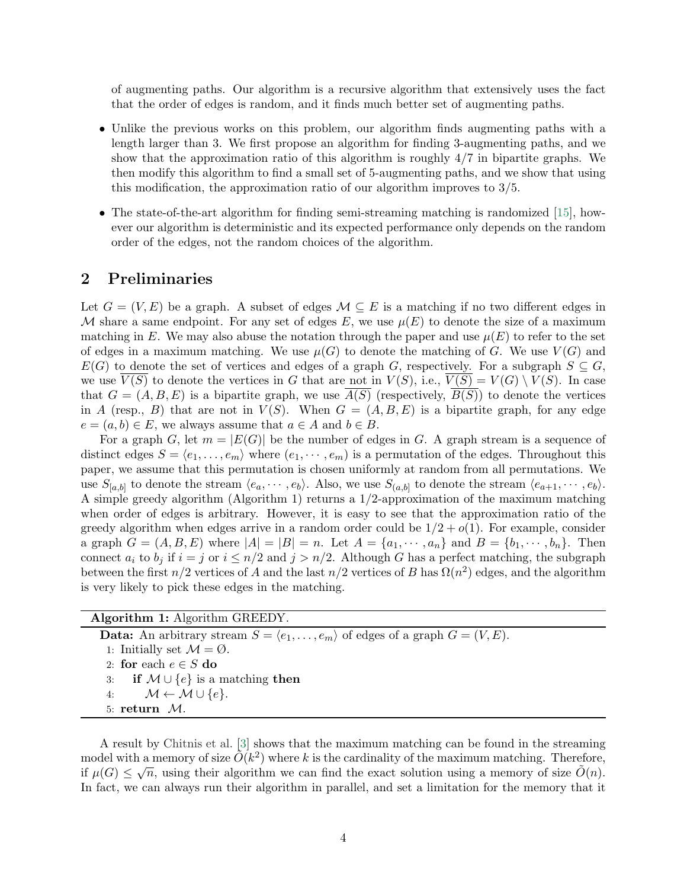of augmenting paths. Our algorithm is a recursive algorithm that extensively uses the fact that the order of edges is random, and it finds much better set of augmenting paths.

- Unlike the previous works on this problem, our algorithm finds augmenting paths with a length larger than 3. We first propose an algorithm for finding 3-augmenting paths, and we show that the approximation ratio of this algorithm is roughly 4/7 in bipartite graphs. We then modify this algorithm to find a small set of 5-augmenting paths, and we show that using this modification, the approximation ratio of our algorithm improves to 3/5.
- The state-of-the-art algorithm for finding semi-streaming matching is randomized [15], however our algorithm is deterministic and its expected performance only depends on the random order of the edges, not the random choices of the algorithm.

## 2 Preliminaries

Let $G = (V, E)$ be a graph. A subset of edges $\mathcal{M} \subseteq E$ is a matching if no two different edges in $\mathcal{M}$ share a same endpoint. For any set of edges $E$, we use $\mu(E)$ to denote the size of a maximum matching in $E$. We may also abuse the notation through the paper and use $\mu(E)$ to refer to the set of edges in a maximum matching. We use $\mu(G)$ to denote the matching of $G$. We use $V(G)$ and $E(G)$ to denote the set of vertices and edges of a graph $G$, respectively. For a subgraph $S \subseteq G$, we use $\overline{V(S)}$ to denote the vertices in $G$ that are not in $V(S)$, i.e., $\overline{V(S)} = V(G) \setminus V(S)$. In case that $G = (A, B, E)$ is a bipartite graph, we use $\overline{A(S)}$ (respectively, $\overline{B(S)}$) to denote the vertices in $A$ (resp., $B$) that are not in $V(S)$. When $G = (A, B, E)$ is a bipartite graph, for any edge $e = (a, b) \in E$, we always assume that $a \in A$ and $b \in B$.

For a graph $G$, let $m = |E(G)|$ be the number of edges in $G$. A graph stream is a sequence of distinct edges $S = \langle e_1, \ldots, e_m \rangle$ where $(e_1, \cdots, e_m)$ is a permutation of the edges. Throughout this paper, we assume that this permutation is chosen uniformly at random from all permutations. We use $S_{[a,b]}$ to denote the stream $\langle e_a, \cdots, e_b \rangle$. Also, we use $S_{(a,b]}$ to denote the stream $\langle e_{a+1}, \cdots, e_b \rangle$. A simple greedy algorithm (Algorithm 1) returns a 1/2-approximation of the maximum matching when order of edges is arbitrary. However, it is easy to see that the approximation ratio of the greedy algorithm when edges arrive in a random order could be $1/2 + o(1)$. For example, consider a graph $G = (A, B, E)$ where $|A| = |B| = n$. Let $A = \{a_1, \cdots, a_n\}$ and $B = \{b_1, \cdots, b_n\}$. Then connect $a_i$ to $b_j$ if $i = j$ or $i \leq n/2$ and $j > n/2$. Although $G$ has a perfect matching, the subgraph between the first $n/2$ vertices of $A$ and the last $n/2$ vertices of $B$ has $\Omega(n^2)$ edges, and the algorithm is very likely to pick these edges in the matching.

**Algorithm 1:** Algorithm GREEDY.

**Data:** An arbitrary stream $S = \langle e_1, \ldots, e_m \rangle$ of edges of a graph $G = (V, E)$.

1: Initially set $\mathcal{M} = \emptyset$.
2: **for** each $e \in S$ **do**
3: &nbsp;&nbsp;&nbsp;&nbsp;**if** $\mathcal{M} \cup \{e\}$ is a matching **then**
4: &nbsp;&nbsp;&nbsp;&nbsp;&nbsp;&nbsp;&nbsp;&nbsp;$\mathcal{M} \leftarrow \mathcal{M} \cup \{e\}$.
5: **return** $\mathcal{M}$.

A result by Chitnis et al. [3] shows that the maximum matching can be found in the streaming model with a memory of size $\tilde{O}(k^2)$ where $k$ is the cardinality of the maximum matching. Therefore, if $\mu(G) \leq \sqrt{n}$, using their algorithm we can find the exact solution using a memory of size $\tilde{O}(n)$. In fact, we can always run their algorithm in parallel, and set a limitation for the memory that it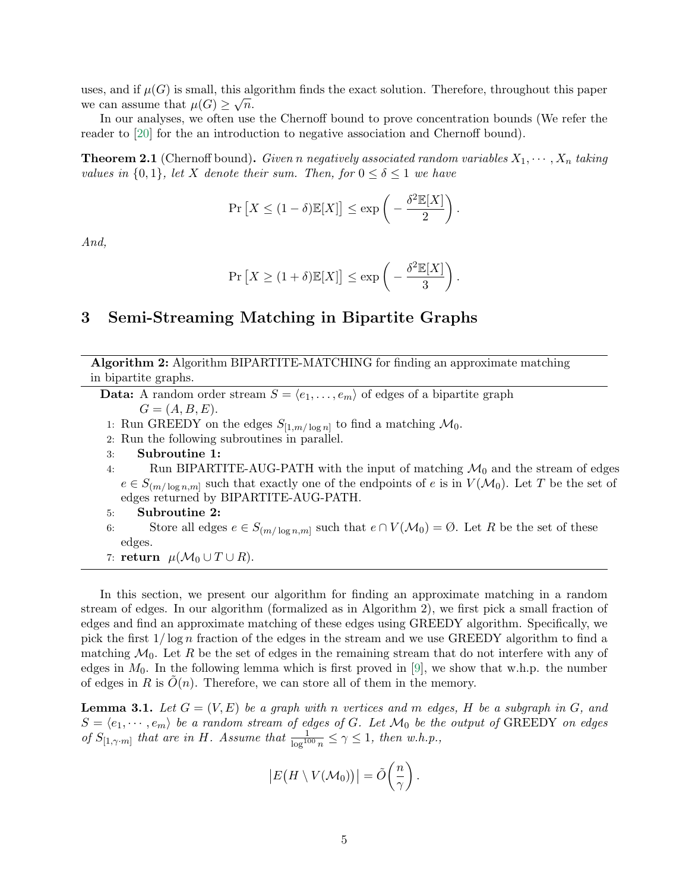uses, and if $\mu(G)$ is small, this algorithm finds the exact solution. Therefore, throughout this paper we can assume that $\mu(G) \geq \sqrt{n}$.

In our analyses, we often use the Chernoff bound to prove concentration bounds (We refer the reader to [20] for the an introduction to negative association and Chernoff bound).

**Theorem 2.1** (Chernoff bound)**.** *Given $n$ negatively associated random variables $X_1, \cdots, X_n$ taking values in $\{0, 1\}$, let $X$ denote their sum. Then, for $0 \leq \delta \leq 1$ we have*

$$\Pr\big[X \leq (1-\delta)\mathbb{E}[X]\big] \leq \exp\bigg(-\frac{\delta^2 \mathbb{E}[X]}{2}\bigg).$$

*And,*

$$\Pr\big[X \geq (1+\delta)\mathbb{E}[X]\big] \leq \exp\bigg(-\frac{\delta^2 \mathbb{E}[X]}{3}\bigg).$$

# 3 Semi-Streaming Matching in Bipartite Graphs

**Algorithm 2:** Algorithm BIPARTITE-MATCHING for finding an approximate matching in bipartite graphs.

**Data:** A random order stream $S = \langle e_1, \ldots, e_m \rangle$ of edges of a bipartite graph $G = (A, B, E)$.

1: Run GREEDY on the edges $S_{[1, m/\log n]}$ to find a matching $\mathcal{M}_0$.
2: Run the following subroutines in parallel.
3: &nbsp;&nbsp;&nbsp;&nbsp;**Subroutine 1:**
4: &nbsp;&nbsp;&nbsp;&nbsp;&nbsp;&nbsp;&nbsp;&nbsp;Run BIPARTITE-AUG-PATH with the input of matching $\mathcal{M}_0$ and the stream of edges $e \in S_{(m/\log n, m]}$ such that exactly one of the endpoints of $e$ is in $V(\mathcal{M}_0)$. Let $T$ be the set of edges returned by BIPARTITE-AUG-PATH.
5: &nbsp;&nbsp;&nbsp;&nbsp;**Subroutine 2:**
6: &nbsp;&nbsp;&nbsp;&nbsp;&nbsp;&nbsp;&nbsp;&nbsp;Store all edges $e \in S_{(m/\log n, m]}$ such that $e \cap V(\mathcal{M}_0) = \emptyset$. Let $R$ be the set of these edges.
7: **return** $\mu(\mathcal{M}_0 \cup T \cup R)$.

In this section, we present our algorithm for finding an approximate matching in a random stream of edges. In our algorithm (formalized as in Algorithm 2), we first pick a small fraction of edges and find an approximate matching of these edges using GREEDY algorithm. Specifically, we pick the first $1/\log n$ fraction of the edges in the stream and we use GREEDY algorithm to find a matching $\mathcal{M}_0$. Let $R$ be the set of edges in the remaining stream that do not interfere with any of edges in $M_0$. In the following lemma which is first proved in [9], we show that w.h.p. the number of edges in $R$ is $\tilde{O}(n)$. Therefore, we can store all of them in the memory.

**Lemma 3.1.** *Let $G = (V, E)$ be a graph with $n$ vertices and $m$ edges, $H$ be a subgraph in $G$, and $S = \langle e_1, \cdots, e_m \rangle$ be a random stream of edges of $G$. Let $\mathcal{M}_0$ be the output of* GREEDY *on edges of $S_{[1, \gamma \cdot m]}$ that are in $H$. Assume that $\frac{1}{\log^{100} n} \leq \gamma \leq 1$, then w.h.p.,*

$$\big|E\big(H \setminus V(\mathcal{M}_0)\big)\big| = \tilde{O}\bigg(\frac{n}{\gamma}\bigg).$$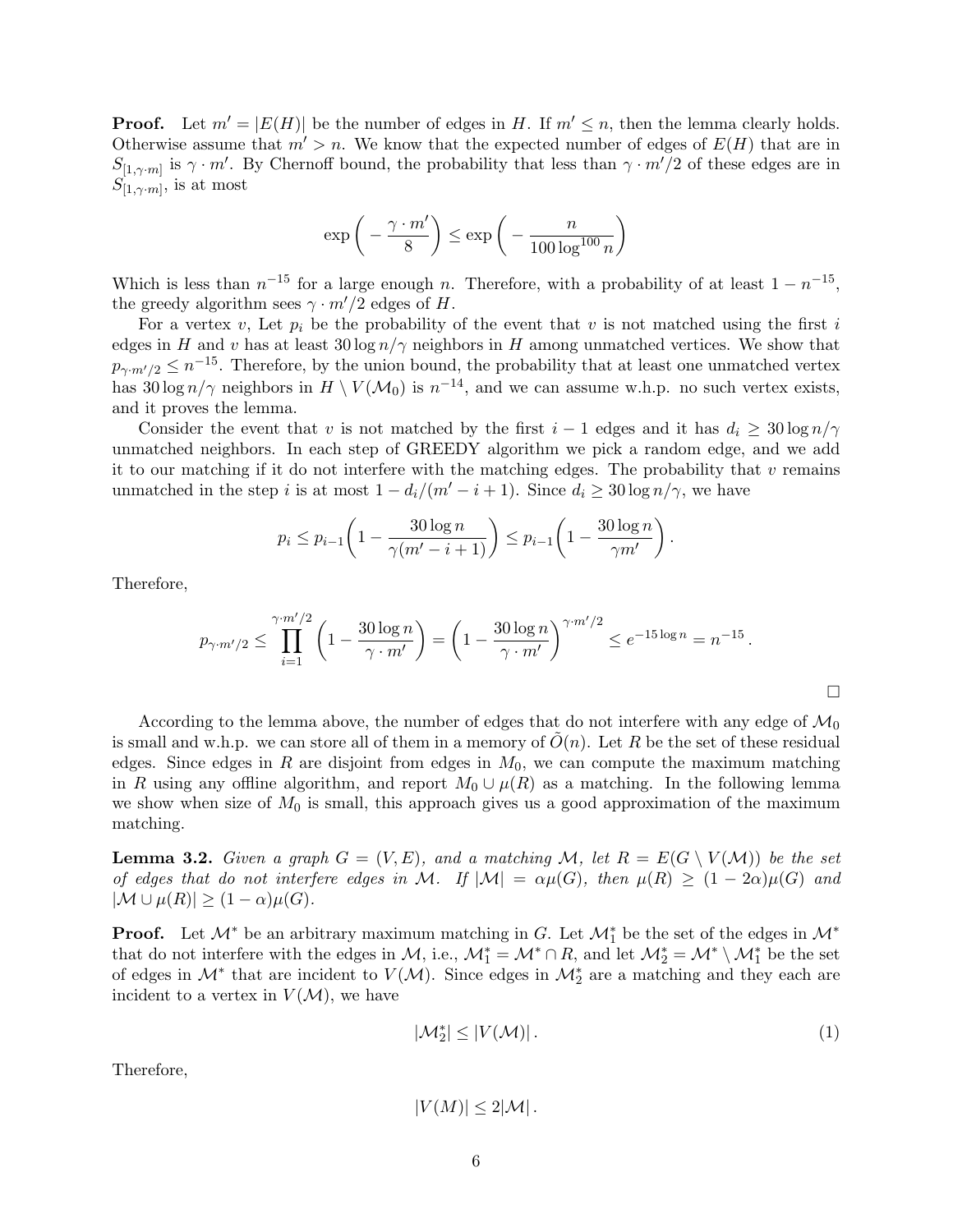**Proof.** Let $m' = |E(H)|$ be the number of edges in $H$. If $m' \le n$, then the lemma clearly holds. Otherwise assume that $m' > n$. We know that the expected number of edges of $E(H)$ that are in $S_{[1,\gamma\cdot m]}$ is $\gamma \cdot m'$. By Chernoff bound, the probability that less than $\gamma \cdot m'/2$ of these edges are in $S_{[1,\gamma\cdot m]}$, is at most

$$\exp\bigg(-\frac{\gamma \cdot m'}{8}\bigg) \le \exp\bigg(-\frac{n}{100\log^{100} n}\bigg)$$

Which is less than $n^{-15}$ for a large enough $n$. Therefore, with a probability of at least $1 - n^{-15}$, the greedy algorithm sees $\gamma \cdot m'/2$ edges of $H$.

For a vertex $v$, Let $p_i$ be the probability of the event that $v$ is not matched using the first $i$ edges in $H$ and $v$ has at least $30 \log n/\gamma$ neighbors in $H$ among unmatched vertices. We show that $p_{\gamma\cdot m'/2} \le n^{-15}$. Therefore, by the union bound, the probability that at least one unmatched vertex has $30 \log n/\gamma$ neighbors in $H \setminus V(\mathcal{M}_0)$ is $n^{-14}$, and we can assume w.h.p. no such vertex exists, and it proves the lemma.

Consider the event that $v$ is not matched by the first $i-1$ edges and it has $d_i \ge 30 \log n/\gamma$ unmatched neighbors. In each step of GREEDY algorithm we pick a random edge, and we add it to our matching if it do not interfere with the matching edges. The probability that $v$ remains unmatched in the step $i$ is at most $1 - d_i/(m' - i + 1)$. Since $d_i \ge 30 \log n/\gamma$, we have

$$p_i \le p_{i-1}\bigg(1 - \frac{30\log n}{\gamma(m' - i + 1)}\bigg) \le p_{i-1}\bigg(1 - \frac{30 \log n}{\gamma m'}\bigg).$$

Therefore,

$$p_{\gamma\cdot m'/2} \le \prod_{i=1}^{\gamma\cdot m'/2}\bigg(1 - \frac{30\log n}{\gamma\cdot m'}\bigg) = \bigg(1 - \frac{30\log n}{\gamma\cdot m'}\bigg)^{\gamma\cdot m'/2} \le e^{-15\log n} = n^{-15}.$$

□

According to the lemma above, the number of edges that do not interfere with any edge of $\mathcal{M}_0$ is small and w.h.p. we can store all of them in a memory of $\tilde{O}(n)$. Let $R$ be the set of these residual edges. Since edges in $R$ are disjoint from edges in $M_0$, we can compute the maximum matching in $R$ using any offline algorithm, and report $M_0 \cup \mu(R)$ as a matching. In the following lemma we show when size of $M_0$ is small, this approach gives us a good approximation of the maximum matching.

**Lemma 3.2.** *Given a graph $G = (V, E)$, and a matching $\mathcal{M}$, let $R = E(G \setminus V(\mathcal{M}))$ be the set of edges that do not interfere edges in $\mathcal{M}$. If $|\mathcal{M}| = \alpha\mu(G)$, then $\mu(R) \ge (1 - 2\alpha)\mu(G)$ and $|\mathcal{M} \cup \mu(R)| \ge (1 - \alpha)\mu(G)$.*

**Proof.** Let $\mathcal{M}^*$ be an arbitrary maximum matching in $G$. Let $\mathcal{M}^*_1$ be the set of the edges in $\mathcal{M}^*$ that do not interfere with the edges in $\mathcal{M}$, i.e., $\mathcal{M}^*_1 = \mathcal{M}^* \cap R$, and let $\mathcal{M}^*_2 = \mathcal{M}^* \setminus \mathcal{M}^*_1$ be the set of edges in $\mathcal{M}^*$ that are incident to $V(\mathcal{M})$. Since edges in $\mathcal{M}^*_2$ are a matching and they each are incident to a vertex in $V(\mathcal{M})$, we have

$$|\mathcal{M}^*_2| \le |V(\mathcal{M})|. \tag{1}$$

Therefore,

$$|V(M)| \le 2|\mathcal{M}|.$$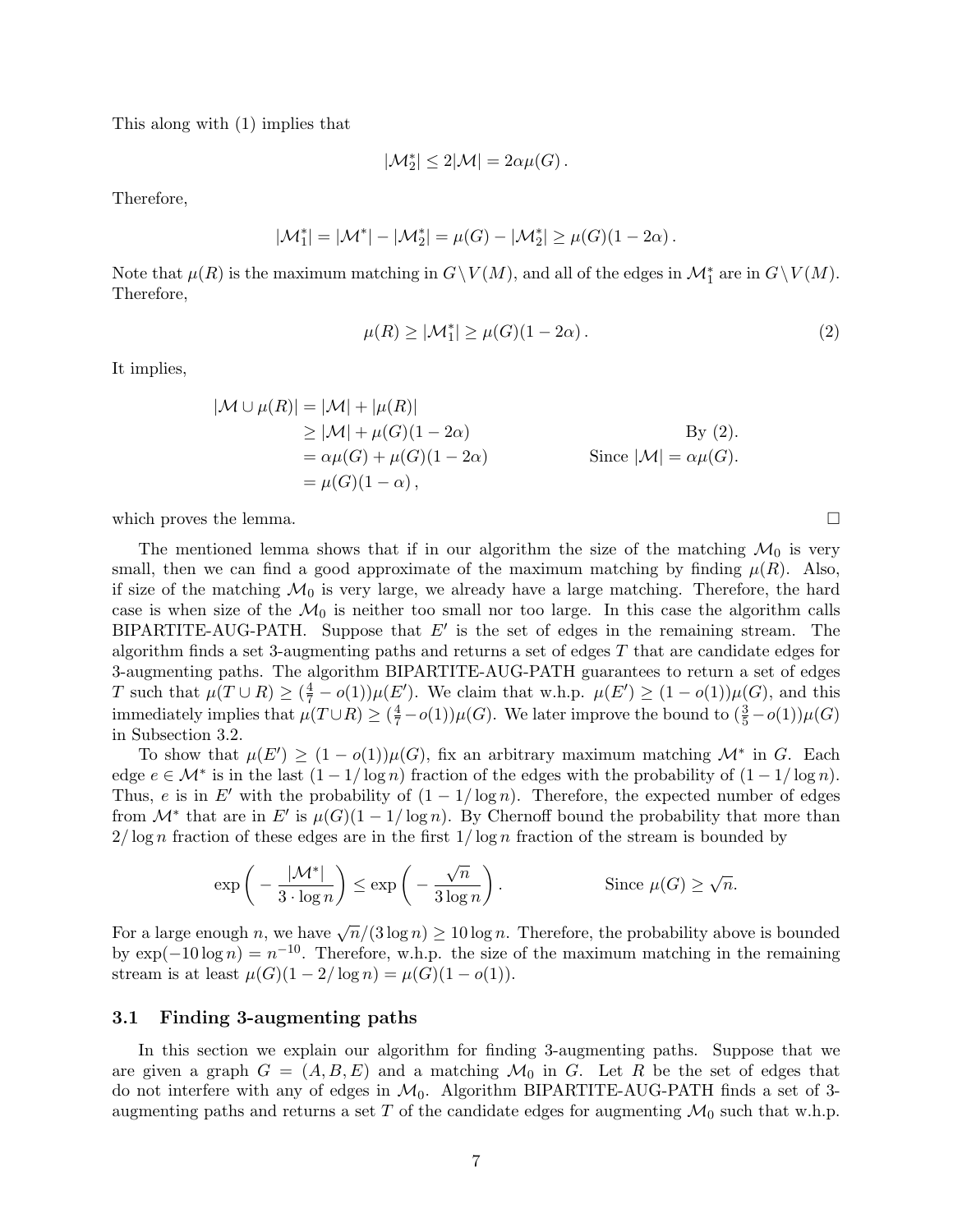This along with (1) implies that

$$|\mathcal{M}_2^*| \leq 2|\mathcal{M}| = 2\alpha\mu(G)\,.$$

Therefore,

$$|\mathcal{M}_1^*| = |\mathcal{M}^*| - |\mathcal{M}_2^*| = \mu(G) - |\mathcal{M}_2^*| \geq \mu(G)(1 - 2\alpha)\,.$$

Note that $\mu(R)$ is the maximum matching in $G \setminus V(M)$, and all of the edges in $\mathcal{M}_1^*$ are in $G \setminus V(M)$. Therefore,

$$\mu(R) \geq |\mathcal{M}_1^*| \geq \mu(G)(1 - 2\alpha)\,. \tag{2}$$

It implies,

$$\begin{aligned}
|\mathcal{M} \cup \mu(R)| &= |\mathcal{M}| + |\mu(R)| \\
&\geq |\mathcal{M}| + \mu(G)(1 - 2\alpha) && \text{By (2).} \\
&= \alpha\mu(G) + \mu(G)(1 - 2\alpha) && \text{Since } |\mathcal{M}| = \alpha\mu(G). \\
&= \mu(G)(1 - \alpha)\,,
\end{aligned}$$

which proves the lemma. □

The mentioned lemma shows that if in our algorithm the size of the matching $\mathcal{M}_0$ is very small, then we can find a good approximate of the maximum matching by finding $\mu(R)$. Also, if size of the matching $\mathcal{M}_0$ is very large, we already have a large matching. Therefore, the hard case is when size of the $\mathcal{M}_0$ is neither too small nor too large. In this case the algorithm calls BIPARTITE-AUG-PATH. Suppose that $E'$ is the set of edges in the remaining stream. The algorithm finds a set 3-augmenting paths and returns a set of edges $T$ that are candidate edges for 3-augmenting paths. The algorithm BIPARTITE-AUG-PATH guarantees to return a set of edges $T$ such that $\mu(T \cup R) \geq (\frac{4}{7} - o(1))\mu(E')$. We claim that w.h.p. $\mu(E') \geq (1 - o(1))\mu(G)$, and this immediately implies that $\mu(T \cup R) \geq (\frac{4}{7} - o(1))\mu(G)$. We later improve the bound to $(\frac{3}{5} - o(1))\mu(G)$ in Subsection 3.2.

To show that $\mu(E') \geq (1 - o(1))\mu(G)$, fix an arbitrary maximum matching $\mathcal{M}^*$ in $G$. Each edge $e \in \mathcal{M}^*$ is in the last $(1 - 1/\log n)$ fraction of the edges with the probability of $(1 - 1/\log n)$. Thus, $e$ is in $E'$ with the probability of $(1 - 1/\log n)$. Therefore, the expected number of edges from $\mathcal{M}^*$ that are in $E'$ is $\mu(G)(1 - 1/\log n)$. By Chernoff bound the probability that more than $2/\log n$ fraction of these edges are in the first $1/\log n$ fraction of the stream is bounded by

$$\exp\left(-\frac{|\mathcal{M}^*|}{3 \cdot \log n}\right) \leq \exp\left(-\frac{\sqrt{n}}{3\log n}\right). \qquad \text{Since } \mu(G) \geq \sqrt{n}.$$

For a large enough $n$, we have $\sqrt{n}/(3\log n) \geq 10\log n$. Therefore, the probability above is bounded by $\exp(-10\log n) = n^{-10}$. Therefore, w.h.p. the size of the maximum matching in the remaining stream is at least $\mu(G)(1 - 2/\log n) = \mu(G)(1 - o(1))$.

### 3.1 Finding 3-augmenting paths

In this section we explain our algorithm for finding 3-augmenting paths. Suppose that we are given a graph $G = (A, B, E)$ and a matching $\mathcal{M}_0$ in $G$. Let $R$ be the set of edges that do not interfere with any of edges in $\mathcal{M}_0$. Algorithm BIPARTITE-AUG-PATH finds a set of 3-augmenting paths and returns a set $T$ of the candidate edges for augmenting $\mathcal{M}_0$ such that w.h.p.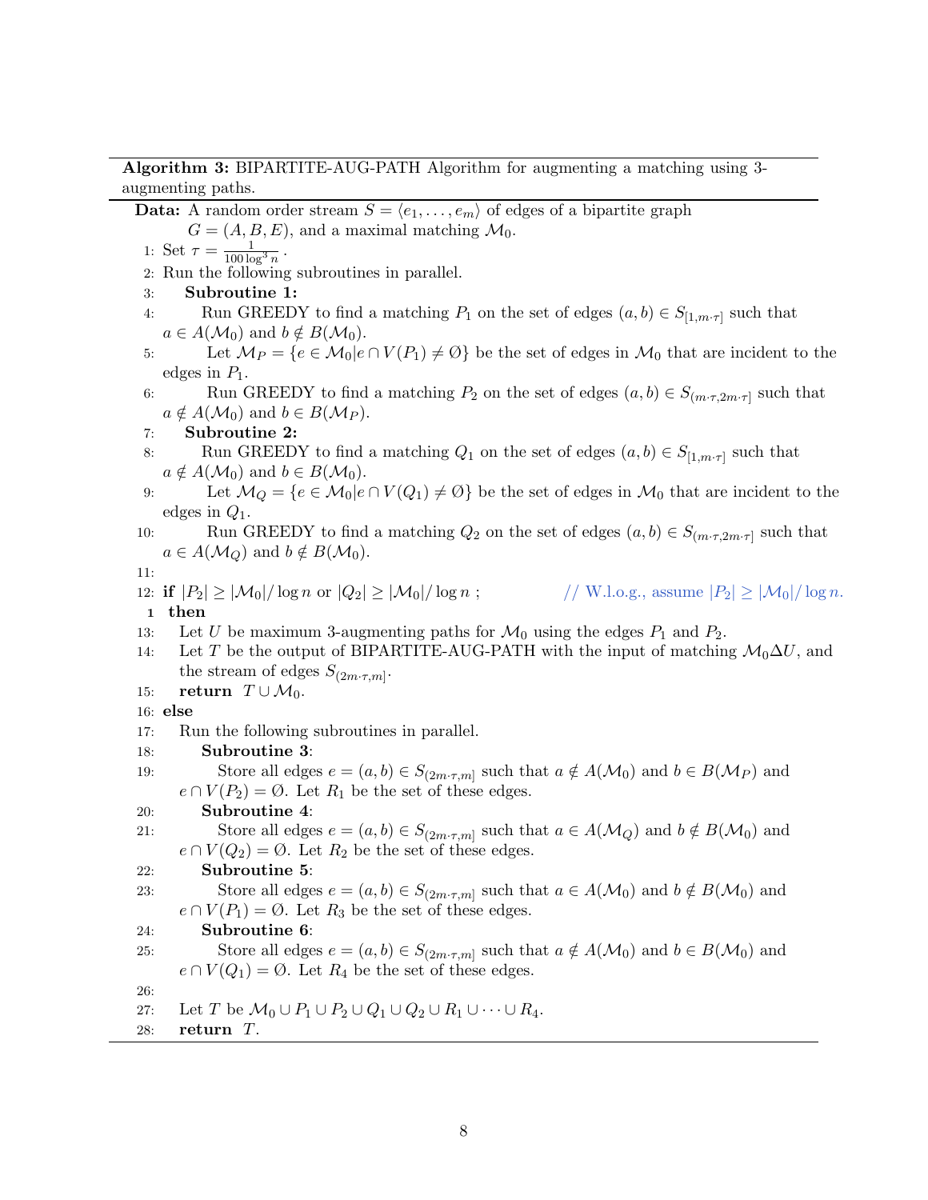**Algorithm 3:** BIPARTITE-AUG-PATH Algorithm for augmenting a matching using 3-augmenting paths.

**Data:** A random order stream $S = \langle e_1, \dots, e_m \rangle$ of edges of a bipartite graph $G = (A, B, E)$, and a maximal matching $\mathcal{M}_0$.

1: Set $\tau = \frac{1}{100 \log^3 n}$.

2: Run the following subroutines in parallel.

3: **Subroutine 1:**

4: Run GREEDY to find a matching $P_1$ on the set of edges $(a, b) \in S_{[1, m \cdot \tau]}$ such that $a \in A(\mathcal{M}_0)$ and $b \notin B(\mathcal{M}_0)$.

5: Let $\mathcal{M}_P = \{e \in \mathcal{M}_0 | e \cap V(P_1) \neq \emptyset\}$ be the set of edges in $\mathcal{M}_0$ that are incident to the edges in $P_1$.

6: Run GREEDY to find a matching $P_2$ on the set of edges $(a, b) \in S_{(m \cdot \tau, 2m \cdot \tau]}$ such that $a \notin A(\mathcal{M}_0)$ and $b \in B(\mathcal{M}_P)$.

7: **Subroutine 2:**

8: Run GREEDY to find a matching $Q_1$ on the set of edges $(a, b) \in S_{[1, m \cdot \tau]}$ such that $a \notin A(\mathcal{M}_0)$ and $b \in B(\mathcal{M}_0)$.

9: Let $\mathcal{M}_Q = \{e \in \mathcal{M}_0 | e \cap V(Q_1) \neq \emptyset\}$ be the set of edges in $\mathcal{M}_0$ that are incident to the edges in $Q_1$.

10: Run GREEDY to find a matching $Q_2$ on the set of edges $(a, b) \in S_{(m \cdot \tau, 2m \cdot \tau]}$ such that $a \in A(\mathcal{M}_Q)$ and $b \notin B(\mathcal{M}_0)$.

11:

12: **if** $|P_2| \geq |\mathcal{M}_0| / \log n$ or $|Q_2| \geq |\mathcal{M}_0| / \log n$ ; // W.l.o.g., assume $|P_2| \geq |\mathcal{M}_0| / \log n$.

1 **then**

13: Let $U$ be maximum 3-augmenting paths for $\mathcal{M}_0$ using the edges $P_1$ and $P_2$.

14: Let $T$ be the output of BIPARTITE-AUG-PATH with the input of matching $\mathcal{M}_0 \Delta U$, and the stream of edges $S_{(2m \cdot \tau, m]}$.

15: **return** $T \cup \mathcal{M}_0$.

16: **else**

17: Run the following subroutines in parallel.

18: **Subroutine 3**:

19: Store all edges $e = (a, b) \in S_{(2m \cdot \tau, m]}$ such that $a \notin A(\mathcal{M}_0)$ and $b \in B(\mathcal{M}_P)$ and $e \cap V(P_2) = \emptyset$. Let $R_1$ be the set of these edges.

20: **Subroutine 4**:

21: Store all edges $e = (a, b) \in S_{(2m \cdot \tau, m]}$ such that $a \in A(\mathcal{M}_Q)$ and $b \notin B(\mathcal{M}_0)$ and $e \cap V(Q_2) = \emptyset$. Let $R_2$ be the set of these edges.

22: **Subroutine 5**:

23: Store all edges $e = (a, b) \in S_{(2m \cdot \tau, m]}$ such that $a \in A(\mathcal{M}_0)$ and $b \notin B(\mathcal{M}_0)$ and $e \cap V(P_1) = \emptyset$. Let $R_3$ be the set of these edges.

24: **Subroutine 6**:

25: Store all edges $e = (a, b) \in S_{(2m \cdot \tau, m]}$ such that $a \notin A(\mathcal{M}_0)$ and $b \in B(\mathcal{M}_0)$ and $e \cap V(Q_1) = \emptyset$. Let $R_4$ be the set of these edges.

26:

27: Let $T$ be $\mathcal{M}_0 \cup P_1 \cup P_2 \cup Q_1 \cup Q_2 \cup R_1 \cup \dots \cup R_4$.

28: **return** $T$.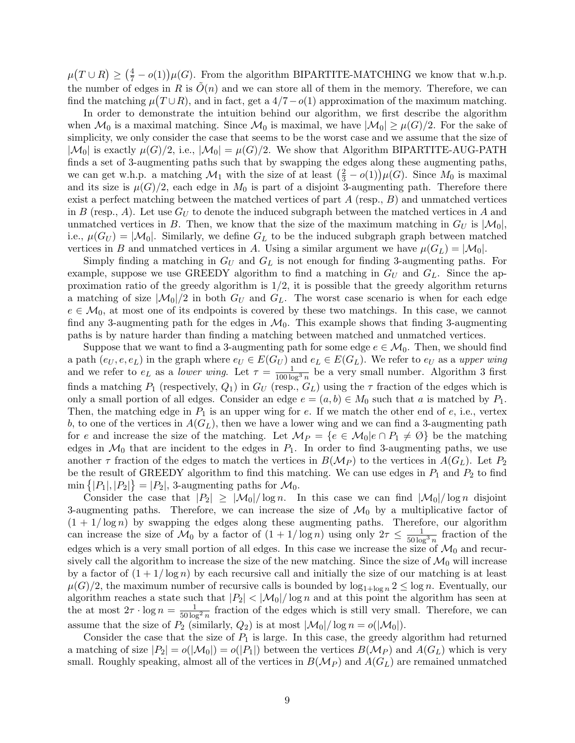$\mu(T \cup R) \geq \left(\frac{4}{7} - o(1)\right)\mu(G)$. From the algorithm BIPARTITE-MATCHING we know that w.h.p. the number of edges in $R$ is $\tilde{O}(n)$ and we can store all of them in the memory. Therefore, we can find the matching $\mu(T \cup R)$, and in fact, get a $4/7 - o(1)$ approximation of the maximum matching.

In order to demonstrate the intuition behind our algorithm, we first describe the algorithm when $\mathcal{M}_0$ is a maximal matching. Since $\mathcal{M}_0$ is maximal, we have $|\mathcal{M}_0| \geq \mu(G)/2$. For the sake of simplicity, we only consider the case that seems to be the worst case and we assume that the size of $|\mathcal{M}_0|$ is exactly $\mu(G)/2$, i.e., $|\mathcal{M}_0| = \mu(G)/2$. We show that Algorithm BIPARTITE-AUG-PATH finds a set of 3-augmenting paths such that by swapping the edges along these augmenting paths, we can get w.h.p. a matching $\mathcal{M}_1$ with the size of at least $\left(\frac{2}{3} - o(1)\right)\mu(G)$. Since $M_0$ is maximal and its size is $\mu(G)/2$, each edge in $M_0$ is part of a disjoint 3-augmenting path. Therefore there exist a perfect matching between the matched vertices of part $A$ (resp., $B$) and unmatched vertices in $B$ (resp., $A$). Let use $G_U$ to denote the induced subgraph between the matched vertices in $A$ and unmatched vertices in $B$. Then, we know that the size of the maximum matching in $G_U$ is $|\mathcal{M}_0|$, i.e., $\mu(G_U) = |\mathcal{M}_0|$. Similarly, we define $G_L$ to be the induced subgraph graph between matched vertices in $B$ and unmatched vertices in $A$. Using a similar argument we have $\mu(G_L) = |\mathcal{M}_0|$.

Simply finding a matching in $G_U$ and $G_L$ is not enough for finding 3-augmenting paths. For example, suppose we use GREEDY algorithm to find a matching in $G_U$ and $G_L$. Since the approximation ratio of the greedy algorithm is $1/2$, it is possible that the greedy algorithm returns a matching of size $|\mathcal{M}_0|/2$ in both $G_U$ and $G_L$. The worst case scenario is when for each edge $e \in \mathcal{M}_0$, at most one of its endpoints is covered by these two matchings. In this case, we cannot find any 3-augmenting path for the edges in $\mathcal{M}_0$. This example shows that finding 3-augmenting paths is by nature harder than finding a matching between matched and unmatched vertices.

Suppose that we want to find a 3-augmenting path for some edge $e \in \mathcal{M}_0$. Then, we should find a path $(e_U, e, e_L)$ in the graph where $e_U \in E(G_U)$ and $e_L \in E(G_L)$. We refer to $e_U$ as a *upper wing* and we refer to $e_L$ as a *lower wing*. Let $\tau = \frac{1}{100 \log^3 n}$ be a very small number. Algorithm 3 first finds a matching $P_1$ (respectively, $Q_1$) in $G_U$ (resp., $G_L$) using the $\tau$ fraction of the edges which is only a small portion of all edges. Consider an edge $e = (a, b) \in M_0$ such that $a$ is matched by $P_1$. Then, the matching edge in $P_1$ is an upper wing for $e$. If we match the other end of $e$, i.e., vertex $b$, to one of the vertices in $A(G_L)$, then we have a lower wing and we can find a 3-augmenting path for $e$ and increase the size of the matching. Let $\mathcal{M}_P = \{e \in \mathcal{M}_0 | e \cap P_1 \neq \emptyset\}$ be the matching edges in $\mathcal{M}_0$ that are incident to the edges in $P_1$. In order to find 3-augmenting paths, we use another $\tau$ fraction of the edges to match the vertices in $B(\mathcal{M}_P)$ to the vertices in $A(G_L)$. Let $P_2$ be the result of GREEDY algorithm to find this matching. We can use edges in $P_1$ and $P_2$ to find $\min\{|P_1|, |P_2|\} = |P_2|$, 3-augmenting paths for $\mathcal{M}_0$.

Consider the case that $|P_2| \geq |\mathcal{M}_0|/\log n$. In this case we can find $|\mathcal{M}_0|/\log n$ disjoint 3-augmenting paths. Therefore, we can increase the size of $\mathcal{M}_0$ by a multiplicative factor of $(1 + 1/\log n)$ by swapping the edges along these augmenting paths. Therefore, our algorithm can increase the size of $\mathcal{M}_0$ by a factor of $(1 + 1/\log n)$ using only $2\tau \leq \frac{1}{50 \log^3 n}$ fraction of the edges which is a very small portion of all edges. In this case we increase the size of $\mathcal{M}_0$ and recursively call the algorithm to increase the size of the new matching. Since the size of $\mathcal{M}_0$ will increase by a factor of $(1 + 1/\log n)$ by each recursive call and initially the size of our matching is at least $\mu(G)/2$, the maximum number of recursive calls is bounded by $\log_{1+\log n} 2 \leq \log n$. Eventually, our algorithm reaches a state such that $|P_2| < |\mathcal{M}_0|/\log n$ and at this point the algorithm has seen at the at most $2\tau \cdot \log n = \frac{1}{50 \log^2 n}$ fraction of the edges which is still very small. Therefore, we can assume that the size of $P_2$ (similarly, $Q_2$) is at most $|\mathcal{M}_0|/\log n = o(|\mathcal{M}_0|)$.

Consider the case that the size of $P_1$ is large. In this case, the greedy algorithm had returned a matching of size $|P_2| = o(|\mathcal{M}_0|) = o(|P_1|)$ between the vertices $B(\mathcal{M}_P)$ and $A(G_L)$ which is very small. Roughly speaking, almost all of the vertices in $B(\mathcal{M}_P)$ and $A(G_L)$ are remained unmatched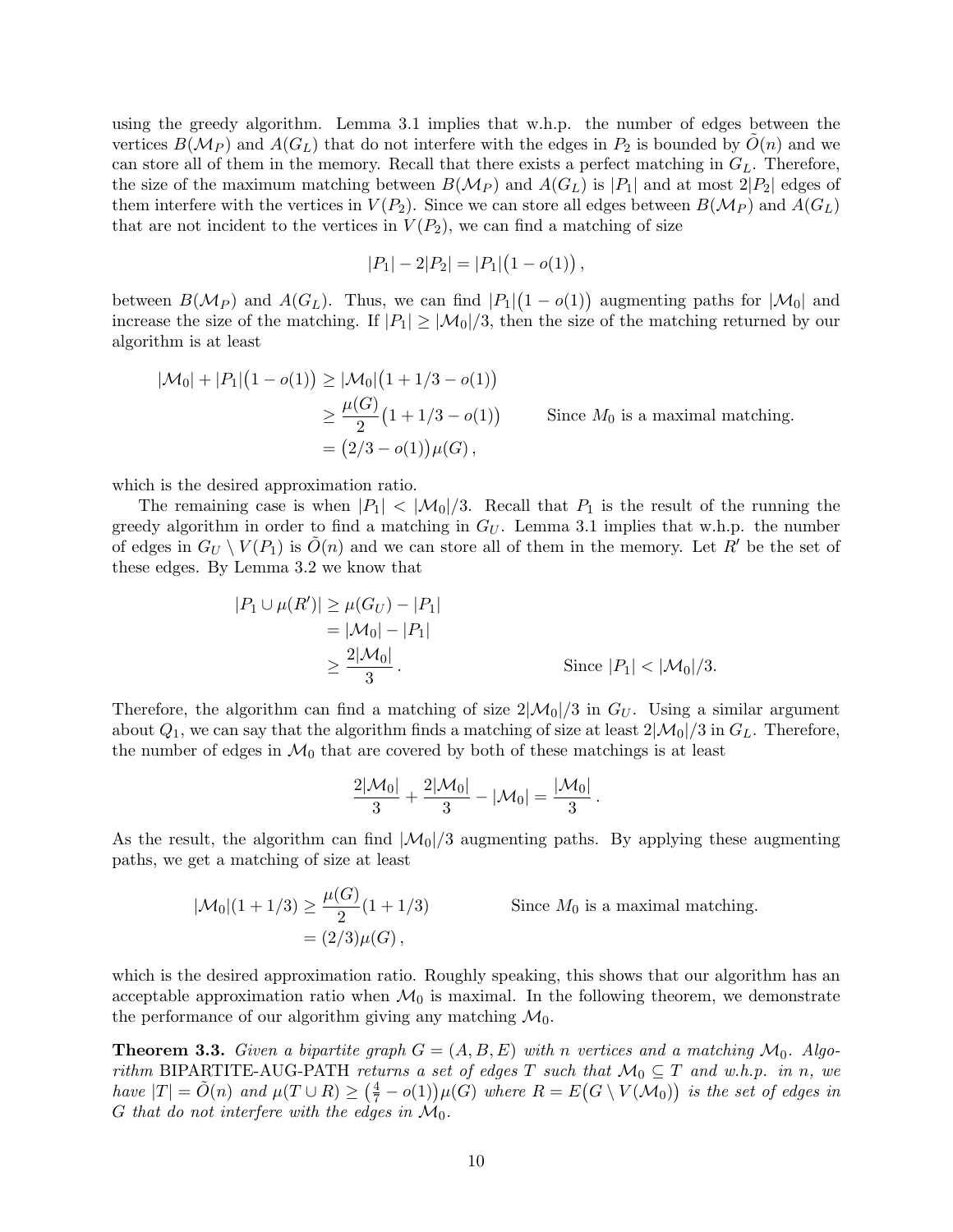using the greedy algorithm. Lemma 3.1 implies that w.h.p. the number of edges between the vertices $B(\mathcal{M}_P)$ and $A(G_L)$ that do not interfere with the edges in $P_2$ is bounded by $\tilde{O}(n)$ and we can store all of them in the memory. Recall that there exists a perfect matching in $G_L$. Therefore, the size of the maximum matching between $B(\mathcal{M}_P)$ and $A(G_L)$ is $|P_1|$ and at most $2|P_2|$ edges of them interfere with the vertices in $V(P_2)$. Since we can store all edges between $B(\mathcal{M}_P)$ and $A(G_L)$ that are not incident to the vertices in $V(P_2)$, we can find a matching of size

$$|P_1| - 2|P_2| = |P_1|\big(1 - o(1)\big)\,,$$

between $B(\mathcal{M}_P)$ and $A(G_L)$. Thus, we can find $|P_1|\big(1 - o(1)\big)$ augmenting paths for $|\mathcal{M}_0|$ and increase the size of the matching. If $|P_1| \geq |\mathcal{M}_0|/3$, then the size of the matching returned by our algorithm is at least

$$\begin{aligned}
|\mathcal{M}_0| + |P_1|\big(1 - o(1)\big) &\geq |\mathcal{M}_0|\big(1 + 1/3 - o(1)\big) \\
&\geq \frac{\mu(G)}{2}\big(1 + 1/3 - o(1)\big) && \text{Since } M_0 \text{ is a maximal matching.} \\
&= \big(2/3 - o(1)\big)\mu(G)\,,
\end{aligned}$$

which is the desired approximation ratio.

The remaining case is when $|P_1| < |\mathcal{M}_0|/3$. Recall that $P_1$ is the result of the running the greedy algorithm in order to find a matching in $G_U$. Lemma 3.1 implies that w.h.p. the number of edges in $G_U \setminus V(P_1)$ is $\tilde{O}(n)$ and we can store all of them in the memory. Let $R'$ be the set of these edges. By Lemma 3.2 we know that

$$\begin{aligned}
|P_1 \cup \mu(R')| &\geq \mu(G_U) - |P_1| \\
&= |\mathcal{M}_0| - |P_1| \\
&\geq \frac{2|\mathcal{M}_0|}{3}\,. && \text{Since } |P_1| < |\mathcal{M}_0|/3.
\end{aligned}$$

Therefore, the algorithm can find a matching of size $2|\mathcal{M}_0|/3$ in $G_U$. Using a similar argument about $Q_1$, we can say that the algorithm finds a matching of size at least $2|\mathcal{M}_0|/3$ in $G_L$. Therefore, the number of edges in $\mathcal{M}_0$ that are covered by both of these matchings is at least

$$\frac{2|\mathcal{M}_0|}{3} + \frac{2|\mathcal{M}_0|}{3} - |\mathcal{M}_0| = \frac{|\mathcal{M}_0|}{3}\,.$$

As the result, the algorithm can find $|\mathcal{M}_0|/3$ augmenting paths. By applying these augmenting paths, we get a matching of size at least

$$\begin{aligned}
|\mathcal{M}_0|(1 + 1/3) &\geq \frac{\mu(G)}{2}(1 + 1/3) && \text{Since } M_0 \text{ is a maximal matching.} \\
&= (2/3)\mu(G)\,,
\end{aligned}$$

which is the desired approximation ratio. Roughly speaking, this shows that our algorithm has an acceptable approximation ratio when $\mathcal{M}_0$ is maximal. In the following theorem, we demonstrate the performance of our algorithm giving any matching $\mathcal{M}_0$.

**Theorem 3.3.** *Given a bipartite graph $G = (A, B, E)$ with $n$ vertices and a matching $\mathcal{M}_0$. Algorithm* BIPARTITE-AUG-PATH *returns a set of edges $T$ such that $\mathcal{M}_0 \subseteq T$ and w.h.p. in $n$, we have $|T| = \tilde{O}(n)$ and $\mu(T \cup R) \geq \big(\frac{4}{7} - o(1)\big)\mu(G)$ where $R = E\big(G \setminus V(\mathcal{M}_0)\big)$ is the set of edges in $G$ that do not interfere with the edges in $\mathcal{M}_0$.*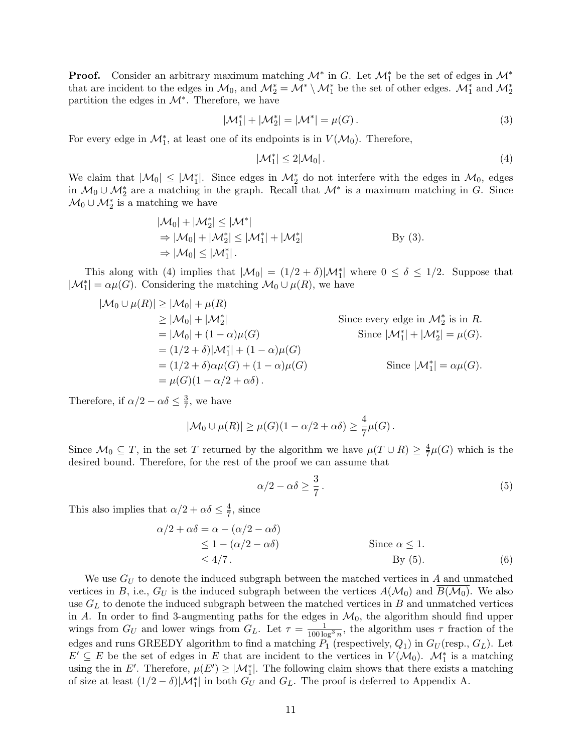**Proof.** Consider an arbitrary maximum matching $\mathcal{M}^*$ in $G$. Let $\mathcal{M}_1^*$ be the set of edges in $\mathcal{M}^*$ that are incident to the edges in $\mathcal{M}_0$, and $\mathcal{M}_2^* = \mathcal{M}^* \setminus \mathcal{M}_1^*$ be the set of other edges. $\mathcal{M}_1^*$ and $\mathcal{M}_2^*$ partition the edges in $\mathcal{M}^*$. Therefore, we have

$$|\mathcal{M}_1^*| + |\mathcal{M}_2^*| = |\mathcal{M}^*| = \mu(G)\,. \tag{3}$$

For every edge in $\mathcal{M}_1^*$, at least one of its endpoints is in $V(\mathcal{M}_0)$. Therefore,

$$|\mathcal{M}_1^*| \leq 2|\mathcal{M}_0|\,. \tag{4}$$

We claim that $|\mathcal{M}_0| \leq |\mathcal{M}_1^*|$. Since edges in $\mathcal{M}_2^*$ do not interfere with the edges in $\mathcal{M}_0$, edges in $\mathcal{M}_0 \cup \mathcal{M}_2^*$ are a matching in the graph. Recall that $\mathcal{M}^*$ is a maximum matching in $G$. Since $\mathcal{M}_0 \cup \mathcal{M}_2^*$ is a matching we have

$$\begin{aligned}
&|\mathcal{M}_0| + |\mathcal{M}_2^*| \leq |\mathcal{M}^*| \\
&\Rightarrow |\mathcal{M}_0| + |\mathcal{M}_2^*| \leq |\mathcal{M}_1^*| + |\mathcal{M}_2^*| && \text{By (3).} \\
&\Rightarrow |\mathcal{M}_0| \leq |\mathcal{M}_1^*|\,.
\end{aligned}$$

This along with (4) implies that $|\mathcal{M}_0| = (1/2 + \delta)|\mathcal{M}_1^*|$ where $0 \leq \delta \leq 1/2$. Suppose that $|\mathcal{M}_1^*| = \alpha\mu(G)$. Considering the matching $\mathcal{M}_0 \cup \mu(R)$, we have

$$\begin{aligned}
|\mathcal{M}_0 \cup \mu(R)| &\geq |\mathcal{M}_0| + \mu(R) \\
&\geq |\mathcal{M}_0| + |\mathcal{M}_2^*| && \text{Since every edge in } \mathcal{M}_2^* \text{ is in } R. \\
&= |\mathcal{M}_0| + (1-\alpha)\mu(G) && \text{Since } |\mathcal{M}_1^*| + |\mathcal{M}_2^*| = \mu(G). \\
&= (1/2 + \delta)|\mathcal{M}_1^*| + (1-\alpha)\mu(G) \\
&= (1/2 + \delta)\alpha\mu(G) + (1-\alpha)\mu(G) && \text{Since } |\mathcal{M}_1^*| = \alpha\mu(G). \\
&= \mu(G)(1 - \alpha/2 + \alpha\delta)\,.
\end{aligned}$$

Therefore, if $\alpha/2 - \alpha\delta \leq \frac{3}{7}$, we have

$$|\mathcal{M}_0 \cup \mu(R)| \geq \mu(G)(1 - \alpha/2 + \alpha\delta) \geq \frac{4}{7}\mu(G)\,.$$

Since $\mathcal{M}_0 \subseteq T$, in the set $T$ returned by the algorithm we have $\mu(T \cup R) \geq \frac{4}{7}\mu(G)$ which is the desired bound. Therefore, for the rest of the proof we can assume that

$$\alpha/2 - \alpha\delta \geq \frac{3}{7}\,. \tag{5}$$

This also implies that $\alpha/2 + \alpha\delta \leq \frac{4}{7}$, since

$$\begin{aligned}
\alpha/2 + \alpha\delta &= \alpha - (\alpha/2 - \alpha\delta) \\
&\leq 1 - (\alpha/2 - \alpha\delta) && \text{Since } \alpha \leq 1. \\
&\leq 4/7\,. && \text{By (5).}
\end{aligned} \tag{6}$$

We use $G_U$ to denote the induced subgraph between the matched vertices in $A$ and unmatched vertices in $B$, i.e., $G_U$ is the induced subgraph between the vertices $A(\mathcal{M}_0)$ and $\overline{B(\mathcal{M}_0)}$. We also use $G_L$ to denote the induced subgraph between the matched vertices in $B$ and unmatched vertices in $A$. In order to find 3-augmenting paths for the edges in $\mathcal{M}_0$, the algorithm should find upper wings from $G_U$ and lower wings from $G_L$. Let $\tau = \frac{1}{100\log^3 n}$, the algorithm uses $\tau$ fraction of the edges and runs GREEDY algorithm to find a matching $P_1$ (respectively, $Q_1$) in $G_U$(resp., $G_L$). Let $E' \subseteq E$ be the set of edges in $E$ that are incident to the vertices in $V(\mathcal{M}_0)$. $\mathcal{M}_1^*$ is a matching using the in $E'$. Therefore, $\mu(E') \geq |\mathcal{M}_1^*|$. The following claim shows that there exists a matching of size at least $(1/2 - \delta)|\mathcal{M}_1^*|$ in both $G_U$ and $G_L$. The proof is deferred to Appendix A.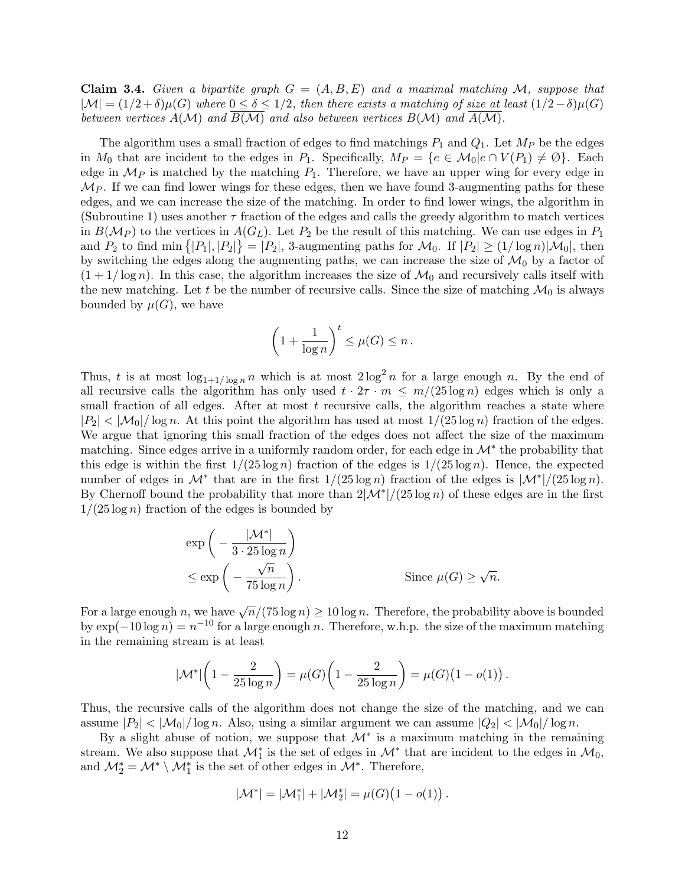**Claim 3.4.** *Given a bipartite graph $G = (A, B, E)$ and a maximal matching $\mathcal{M}$, suppose that $|\mathcal{M}| = (1/2+\delta)\mu(G)$ where $0 \leq \delta \leq 1/2$, then there exists a matching of size at least $(1/2-\delta)\mu(G)$ between vertices $A(\mathcal{M})$ and $\overline{B(\mathcal{M})}$ and also between vertices $B(\mathcal{M})$ and $\overline{A(\mathcal{M})}$.*

The algorithm uses a small fraction of edges to find matchings $P_1$ and $Q_1$. Let $M_P$ be the edges in $M_0$ that are incident to the edges in $P_1$. Specifically, $M_P = \{e \in \mathcal{M}_0 | e \cap V(P_1) \neq \emptyset\}$. Each edge in $\mathcal{M}_P$ is matched by the matching $P_1$. Therefore, we have an upper wing for every edge in $\mathcal{M}_P$. If we can find lower wings for these edges, then we have found 3-augmenting paths for these edges, and we can increase the size of the matching. In order to find lower wings, the algorithm in (Subroutine 1) uses another $\tau$ fraction of the edges and calls the greedy algorithm to match vertices in $B(\mathcal{M}_P)$ to the vertices in $A(G_L)$. Let $P_2$ be the result of this matching. We can use edges in $P_1$ and $P_2$ to find $\min\{|P_1|, |P_2|\} = |P_2|$, 3-augmenting paths for $\mathcal{M}_0$. If $|P_2| \geq (1/\log n)|\mathcal{M}_0|$, then by switching the edges along the augmenting paths, we can increase the size of $\mathcal{M}_0$ by a factor of $(1 + 1/\log n)$. In this case, the algorithm increases the size of $\mathcal{M}_0$ and recursively calls itself with the new matching. Let $t$ be the number of recursive calls. Since the size of matching $\mathcal{M}_0$ is always bounded by $\mu(G)$, we have

$$\left(1 + \frac{1}{\log n}\right)^t \leq \mu(G) \leq n\,.$$

Thus, $t$ is at most $\log_{1+1/\log n} n$ which is at most $2\log^2 n$ for a large enough $n$. By the end of all recursive calls the algorithm has only used $t \cdot 2\tau \cdot m \leq m/(25\log n)$ edges which is only a small fraction of all edges. After at most $t$ recursive calls, the algorithm reaches a state where $|P_2| < |\mathcal{M}_0|/\log n$. At this point the algorithm has used at most $1/(25\log n)$ fraction of the edges. We argue that ignoring this small fraction of the edges does not affect the size of the maximum matching. Since edges arrive in a uniformly random order, for each edge in $\mathcal{M}^*$ the probability that this edge is within the first $1/(25\log n)$ fraction of the edges is $1/(25\log n)$. Hence, the expected number of edges in $\mathcal{M}^*$ that are in the first $1/(25\log n)$ fraction of the edges is $|\mathcal{M}^*|/(25\log n)$. By Chernoff bound the probability that more than $2|\mathcal{M}^*|/(25\log n)$ of these edges are in the first $1/(25\log n)$ fraction of the edges is bounded by

$$\begin{aligned}
&\exp\left(-\frac{|\mathcal{M}^*|}{3 \cdot 25\log n}\right) \\
&\leq \exp\left(-\frac{\sqrt{n}}{75\log n}\right). \qquad\qquad \text{Since } \mu(G) \geq \sqrt{n}.
\end{aligned}$$

For a large enough $n$, we have $\sqrt{n}/(75\log n) \geq 10\log n$. Therefore, the probability above is bounded by $\exp(-10\log n) = n^{-10}$ for a large enough $n$. Therefore, w.h.p. the size of the maximum matching in the remaining stream is at least

$$|\mathcal{M}^*|\left(1 - \frac{2}{25\log n}\right) = \mu(G)\left(1 - \frac{2}{25\log n}\right) = \mu(G)\big(1 - o(1)\big)\,.$$

Thus, the recursive calls of the algorithm does not change the size of the matching, and we can assume $|P_2| < |\mathcal{M}_0|/\log n$. Also, using a similar argument we can assume $|Q_2| < |\mathcal{M}_0|/\log n$.

By a slight abuse of notion, we suppose that $\mathcal{M}^*$ is a maximum matching in the remaining stream. We also suppose that $\mathcal{M}_1^*$ is the set of edges in $\mathcal{M}^*$ that are incident to the edges in $\mathcal{M}_0$, and $\mathcal{M}_2^* = \mathcal{M}^* \setminus \mathcal{M}_1^*$ is the set of other edges in $\mathcal{M}^*$. Therefore,

$$|\mathcal{M}^*| = |\mathcal{M}_1^*| + |\mathcal{M}_2^*| = \mu(G)\big(1 - o(1)\big)\,.$$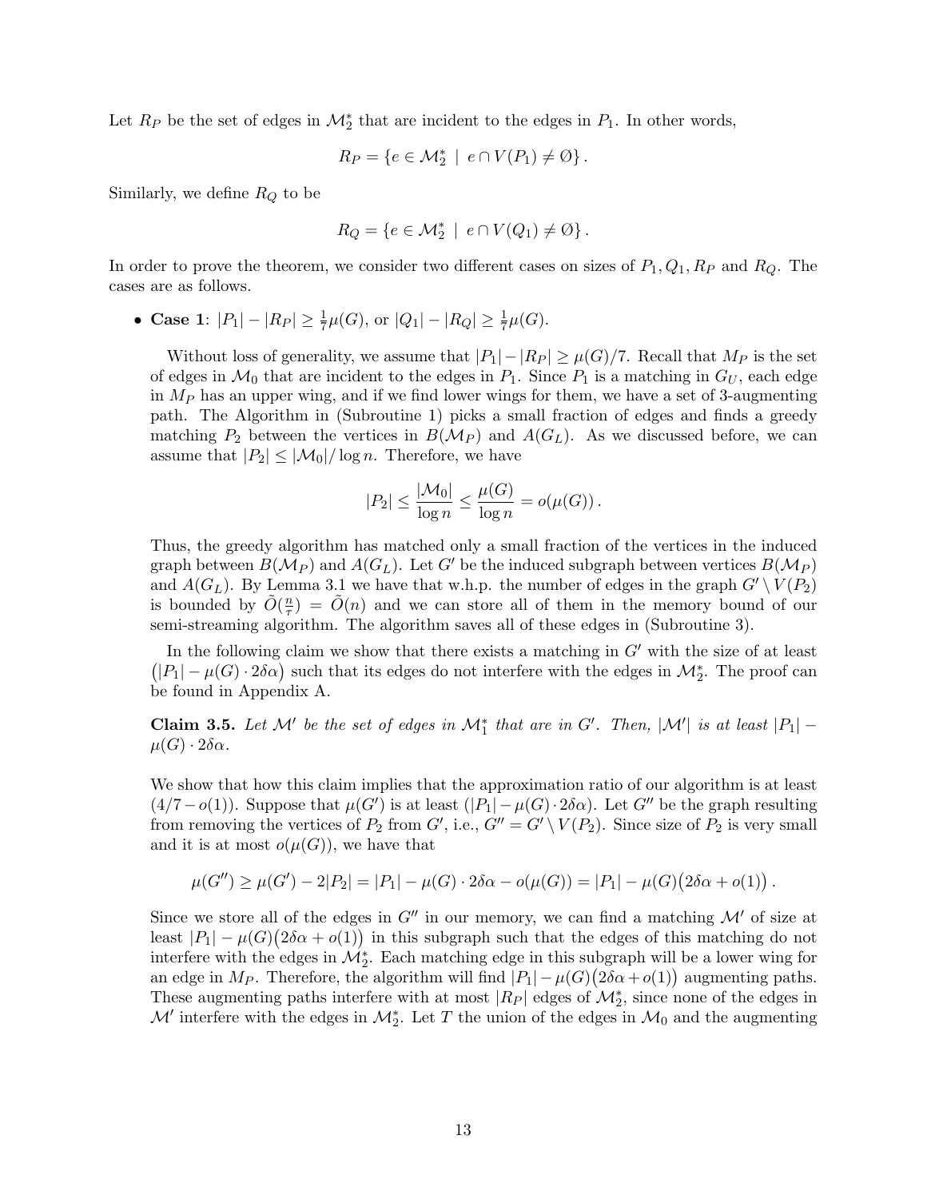Let $R_P$ be the set of edges in $\mathcal{M}_2^*$ that are incident to the edges in $P_1$. In other words,

$$R_P = \{e \in \mathcal{M}_2^* \mid e \cap V(P_1) \neq \emptyset\}.$$

Similarly, we define $R_Q$ to be

$$R_Q = \{e \in \mathcal{M}_2^* \mid e \cap V(Q_1) \neq \emptyset\}.$$

In order to prove the theorem, we consider two different cases on sizes of $P_1, Q_1, R_P$ and $R_Q$. The cases are as follows.

- **Case 1**: $|P_1| - |R_P| \geq \frac{1}{7}\mu(G)$, or $|Q_1| - |R_Q| \geq \frac{1}{7}\mu(G)$.

  Without loss of generality, we assume that $|P_1| - |R_P| \geq \mu(G)/7$. Recall that $M_P$ is the set of edges in $\mathcal{M}_0$ that are incident to the edges in $P_1$. Since $P_1$ is a matching in $G_U$, each edge in $M_P$ has an upper wing, and if we find lower wings for them, we have a set of 3-augmenting path. The Algorithm in (Subroutine 1) picks a small fraction of edges and finds a greedy matching $P_2$ between the vertices in $B(\mathcal{M}_P)$ and $A(G_L)$. As we discussed before, we can assume that $|P_2| \leq |\mathcal{M}_0|/\log n$. Therefore, we have

  $$|P_2| \leq \frac{|\mathcal{M}_0|}{\log n} \leq \frac{\mu(G)}{\log n} = o(\mu(G)).$$

  Thus, the greedy algorithm has matched only a small fraction of the vertices in the induced graph between $B(\mathcal{M}_P)$ and $A(G_L)$. Let $G'$ be the induced subgraph between vertices $B(\mathcal{M}_P)$ and $A(G_L)$. By Lemma 3.1 we have that w.h.p. the number of edges in the graph $G' \setminus V(P_2)$ is bounded by $\tilde{O}(\frac{n}{\tau}) = \tilde{O}(n)$ and we can store all of them in the memory bound of our semi-streaming algorithm. The algorithm saves all of these edges in (Subroutine 3).

  In the following claim we show that there exists a matching in $G'$ with the size of at least $\big(|P_1| - \mu(G) \cdot 2\delta\alpha\big)$ such that its edges do not interfere with the edges in $\mathcal{M}_2^*$. The proof can be found in Appendix A.

  **Claim 3.5.** *Let $\mathcal{M}'$ be the set of edges in $\mathcal{M}_1^*$ that are in $G'$. Then, $|\mathcal{M}'|$ is at least $|P_1| - \mu(G) \cdot 2\delta\alpha$.*

  We show that how this claim implies that the approximation ratio of our algorithm is at least $(4/7 - o(1))$. Suppose that $\mu(G')$ is at least $(|P_1| - \mu(G) \cdot 2\delta\alpha)$. Let $G''$ be the graph resulting from removing the vertices of $P_2$ from $G'$, i.e., $G'' = G' \setminus V(P_2)$. Since size of $P_2$ is very small and it is at most $o(\mu(G))$, we have that

  $$\mu(G'') \geq \mu(G') - 2|P_2| = |P_1| - \mu(G) \cdot 2\delta\alpha - o(\mu(G)) = |P_1| - \mu(G)\big(2\delta\alpha + o(1)\big).$$

  Since we store all of the edges in $G''$ in our memory, we can find a matching $\mathcal{M}'$ of size at least $|P_1| - \mu(G)\big(2\delta\alpha + o(1)\big)$ in this subgraph such that the edges of this matching do not interfere with the edges in $\mathcal{M}_2^*$. Each matching edge in this subgraph will be a lower wing for an edge in $M_P$. Therefore, the algorithm will find $|P_1| - \mu(G)\big(2\delta\alpha + o(1)\big)$ augmenting paths. These augmenting paths interfere with at most $|R_P|$ edges of $\mathcal{M}_2^*$, since none of the edges in $\mathcal{M}'$ interfere with the edges in $\mathcal{M}_2^*$. Let $T$ the union of the edges in $\mathcal{M}_0$ and the augmenting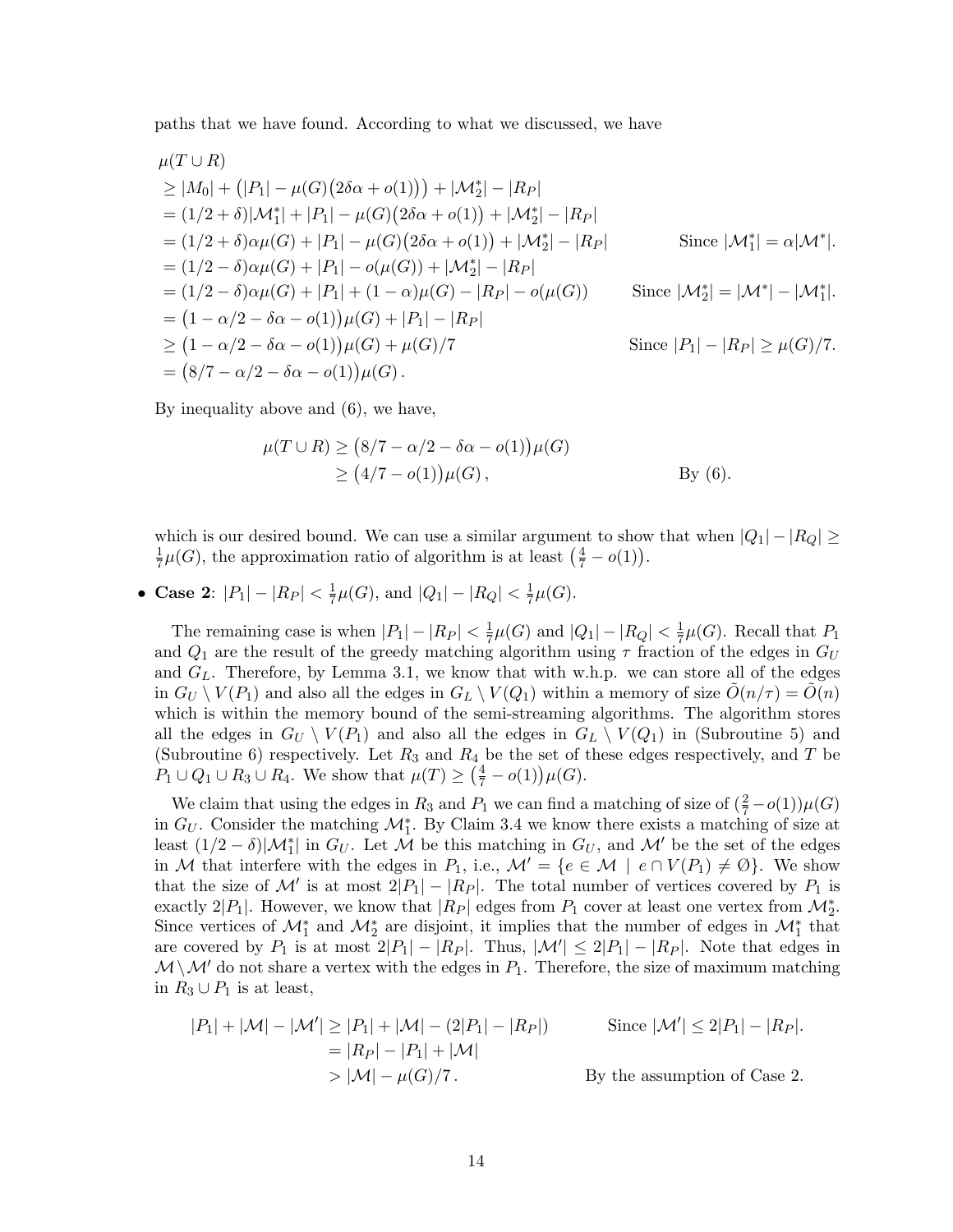paths that we have found. According to what we discussed, we have

$$
\begin{aligned}
&\mu(T \cup R) \\
&\geq |M_0| + \big(|P_1| - \mu(G)\big(2\delta\alpha + o(1)\big)\big) + |\mathcal{M}_2^*| - |R_P| \\
&= (1/2 + \delta)|\mathcal{M}_1^*| + |P_1| - \mu(G)\big(2\delta\alpha + o(1)\big) + |\mathcal{M}_2^*| - |R_P| \\
&= (1/2 + \delta)\alpha\mu(G) + |P_1| - \mu(G)\big(2\delta\alpha + o(1)\big) + |\mathcal{M}_2^*| - |R_P| && \text{Since } |\mathcal{M}_1^*| = \alpha|\mathcal{M}^*|. \\
&= (1/2 - \delta)\alpha\mu(G) + |P_1| - o(\mu(G)) + |\mathcal{M}_2^*| - |R_P| \\
&= (1/2 - \delta)\alpha\mu(G) + |P_1| + (1-\alpha)\mu(G) - |R_P| - o(\mu(G)) && \text{Since } |\mathcal{M}_2^*| = |\mathcal{M}^*| - |\mathcal{M}_1^*|. \\
&= \big(1 - \alpha/2 - \delta\alpha - o(1)\big)\mu(G) + |P_1| - |R_P| \\
&\geq \big(1 - \alpha/2 - \delta\alpha - o(1)\big)\mu(G) + \mu(G)/7 && \text{Since } |P_1| - |R_P| \geq \mu(G)/7. \\
&= \big(8/7 - \alpha/2 - \delta\alpha - o(1)\big)\mu(G) .
\end{aligned}
$$

By inequality above and (6), we have,

$$
\begin{aligned}
\mu(T \cup R) &\geq \big(8/7 - \alpha/2 - \delta\alpha - o(1)\big)\mu(G) \\
&\geq \big(4/7 - o(1)\big)\mu(G) , && \text{By (6).}
\end{aligned}
$$

which is our desired bound. We can use a similar argument to show that when $|Q_1| - |R_Q| \geq \frac{1}{7}\mu(G)$, the approximation ratio of algorithm is at least $\big(\frac{4}{7} - o(1)\big)$.

- **Case 2**: $|P_1| - |R_P| < \frac{1}{7}\mu(G)$, and $|Q_1| - |R_Q| < \frac{1}{7}\mu(G)$.

  The remaining case is when $|P_1| - |R_P| < \frac{1}{7}\mu(G)$ and $|Q_1| - |R_Q| < \frac{1}{7}\mu(G)$. Recall that $P_1$ and $Q_1$ are the result of the greedy matching algorithm using $\tau$ fraction of the edges in $G_U$ and $G_L$. Therefore, by Lemma 3.1, we know that with w.h.p. we can store all of the edges in $G_U \setminus V(P_1)$ and also all the edges in $G_L \setminus V(Q_1)$ within a memory of size $\widetilde{O}(n/\tau) = \widetilde{O}(n)$ which is within the memory bound of the semi-streaming algorithms. The algorithm stores all the edges in $G_U \setminus V(P_1)$ and also all the edges in $G_L \setminus V(Q_1)$ in (Subroutine 5) and (Subroutine 6) respectively. Let $R_3$ and $R_4$ be the set of these edges respectively, and $T$ be $P_1 \cup Q_1 \cup R_3 \cup R_4$. We show that $\mu(T) \geq \big(\frac{4}{7} - o(1)\big)\mu(G)$.

  We claim that using the edges in $R_3$ and $P_1$ we can find a matching of size of $(\frac{2}{7} - o(1))\mu(G)$ in $G_U$. Consider the matching $\mathcal{M}_1^*$. By Claim 3.4 we know there exists a matching of size at least $(1/2 - \delta)|\mathcal{M}_1^*|$ in $G_U$. Let $\mathcal{M}$ be this matching in $G_U$, and $\mathcal{M}'$ be the set of the edges in $\mathcal{M}$ that interfere with the edges in $P_1$, i.e., $\mathcal{M}' = \{e \in \mathcal{M} \mid e \cap V(P_1) \neq \emptyset\}$. We show that the size of $\mathcal{M}'$ is at most $2|P_1| - |R_P|$. The total number of vertices covered by $P_1$ is exactly $2|P_1|$. However, we know that $|R_P|$ edges from $P_1$ cover at least one vertex from $\mathcal{M}_2^*$. Since vertices of $\mathcal{M}_1^*$ and $\mathcal{M}_2^*$ are disjoint, it implies that the number of edges in $\mathcal{M}_1^*$ that are covered by $P_1$ is at most $2|P_1| - |R_P|$. Thus, $|\mathcal{M}'| \leq 2|P_1| - |R_P|$. Note that edges in $\mathcal{M} \setminus \mathcal{M}'$ do not share a vertex with the edges in $P_1$. Therefore, the size of maximum matching in $R_3 \cup P_1$ is at least,

$$
\begin{aligned}
|P_1| + |\mathcal{M}| - |\mathcal{M}'| &\geq |P_1| + |\mathcal{M}| - (2|P_1| - |R_P|) && \text{Since } |\mathcal{M}'| \leq 2|P_1| - |R_P|. \\
&= |R_P| - |P_1| + |\mathcal{M}| \\
&> |\mathcal{M}| - \mu(G)/7 . && \text{By the assumption of Case 2.}
\end{aligned}
$$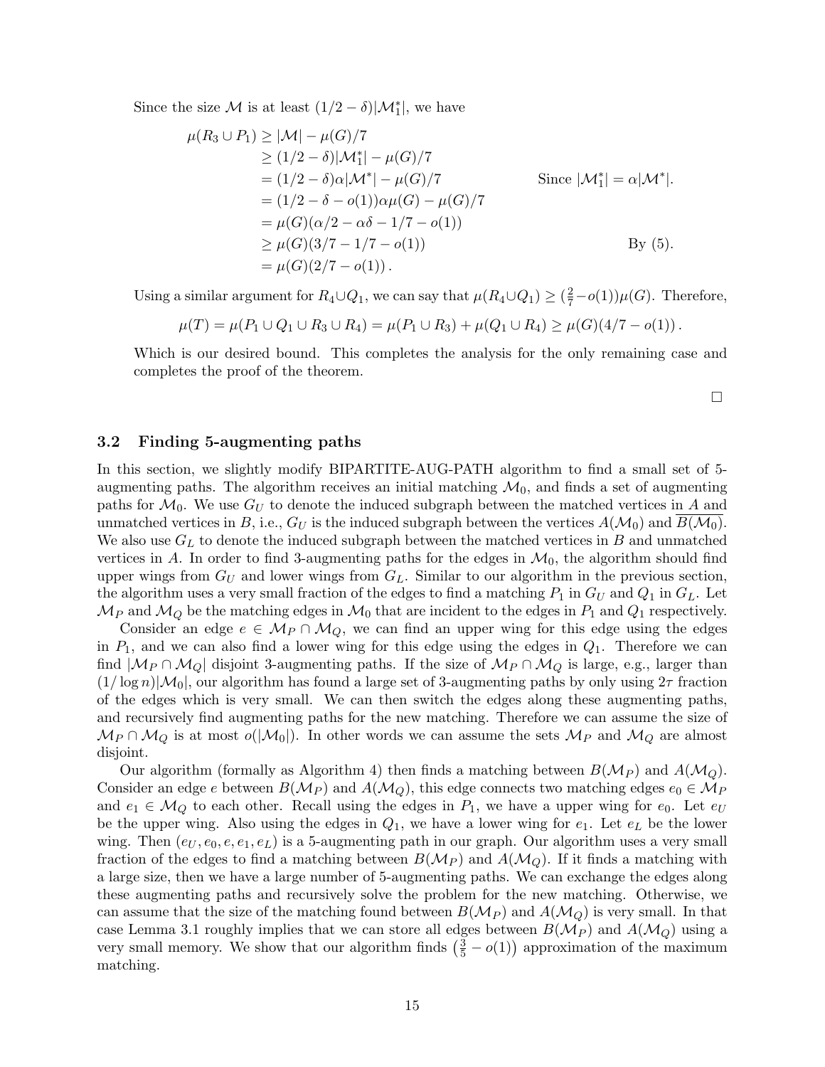Since the size $\mathcal{M}$ is at least $(1/2 - \delta)|\mathcal{M}_1^*|$, we have

$$
\begin{aligned}
\mu(R_3 \cup P_1) &\geq |\mathcal{M}| - \mu(G)/7 \\
&\geq (1/2 - \delta)|\mathcal{M}_1^*| - \mu(G)/7 \\
&= (1/2 - \delta)\alpha|\mathcal{M}^*| - \mu(G)/7 && \text{Since } |\mathcal{M}_1^*| = \alpha|\mathcal{M}^*|. \\
&= (1/2 - \delta - o(1))\alpha\mu(G) - \mu(G)/7 \\
&= \mu(G)(\alpha/2 - \alpha\delta - 1/7 - o(1)) \\
&\geq \mu(G)(3/7 - 1/7 - o(1)) && \text{By (5).} \\
&= \mu(G)(2/7 - o(1)) .
\end{aligned}
$$

Using a similar argument for $R_4 \cup Q_1$, we can say that $\mu(R_4 \cup Q_1) \geq (\frac{2}{7} - o(1))\mu(G)$. Therefore,

$$
\mu(T) = \mu(P_1 \cup Q_1 \cup R_3 \cup R_4) = \mu(P_1 \cup R_3) + \mu(Q_1 \cup R_4) \geq \mu(G)(4/7 - o(1)) .
$$

Which is our desired bound. This completes the analysis for the only remaining case and completes the proof of the theorem.

□

### 3.2 Finding 5-augmenting paths

In this section, we slightly modify BIPARTITE-AUG-PATH algorithm to find a small set of 5-augmenting paths. The algorithm receives an initial matching $\mathcal{M}_0$, and finds a set of augmenting paths for $\mathcal{M}_0$. We use $G_U$ to denote the induced subgraph between the matched vertices in $A$ and unmatched vertices in $B$, i.e., $G_U$ is the induced subgraph between the vertices $A(\mathcal{M}_0)$ and $\overline{B(\mathcal{M}_0)}$. We also use $G_L$ to denote the induced subgraph between the matched vertices in $B$ and unmatched vertices in $A$. In order to find 3-augmenting paths for the edges in $\mathcal{M}_0$, the algorithm should find upper wings from $G_U$ and lower wings from $G_L$. Similar to our algorithm in the previous section, the algorithm uses a very small fraction of the edges to find a matching $P_1$ in $G_U$ and $Q_1$ in $G_L$. Let $\mathcal{M}_P$ and $\mathcal{M}_Q$ be the matching edges in $\mathcal{M}_0$ that are incident to the edges in $P_1$ and $Q_1$ respectively.

Consider an edge $e \in \mathcal{M}_P \cap \mathcal{M}_Q$, we can find an upper wing for this edge using the edges in $P_1$, and we can also find a lower wing for this edge using the edges in $Q_1$. Therefore we can find $|\mathcal{M}_P \cap \mathcal{M}_Q|$ disjoint 3-augmenting paths. If the size of $\mathcal{M}_P \cap \mathcal{M}_Q$ is large, e.g., larger than $(1/\log n)|\mathcal{M}_0|$, our algorithm has found a large set of 3-augmenting paths by only using $2\tau$ fraction of the edges which is very small. We can then switch the edges along these augmenting paths, and recursively find augmenting paths for the new matching. Therefore we can assume the size of $\mathcal{M}_P \cap \mathcal{M}_Q$ is at most $o(|\mathcal{M}_0|)$. In other words we can assume the sets $\mathcal{M}_P$ and $\mathcal{M}_Q$ are almost disjoint.

Our algorithm (formally as Algorithm 4) then finds a matching between $B(\mathcal{M}_P)$ and $A(\mathcal{M}_Q)$. Consider an edge $e$ between $B(\mathcal{M}_P)$ and $A(\mathcal{M}_Q)$, this edge connects two matching edges $e_0 \in \mathcal{M}_P$ and $e_1 \in \mathcal{M}_Q$ to each other. Recall using the edges in $P_1$, we have a upper wing for $e_0$. Let $e_U$ be the upper wing. Also using the edges in $Q_1$, we have a lower wing for $e_1$. Let $e_L$ be the lower wing. Then $(e_U, e_0, e, e_1, e_L)$ is a 5-augmenting path in our graph. Our algorithm uses a very small fraction of the edges to find a matching between $B(\mathcal{M}_P)$ and $A(\mathcal{M}_Q)$. If it finds a matching with a large size, then we have a large number of 5-augmenting paths. We can exchange the edges along these augmenting paths and recursively solve the problem for the new matching. Otherwise, we can assume that the size of the matching found between $B(\mathcal{M}_P)$ and $A(\mathcal{M}_Q)$ is very small. In that case Lemma 3.1 roughly implies that we can store all edges between $B(\mathcal{M}_P)$ and $A(\mathcal{M}_Q)$ using a very small memory. We show that our algorithm finds $\left(\frac{3}{5} - o(1)\right)$ approximation of the maximum matching.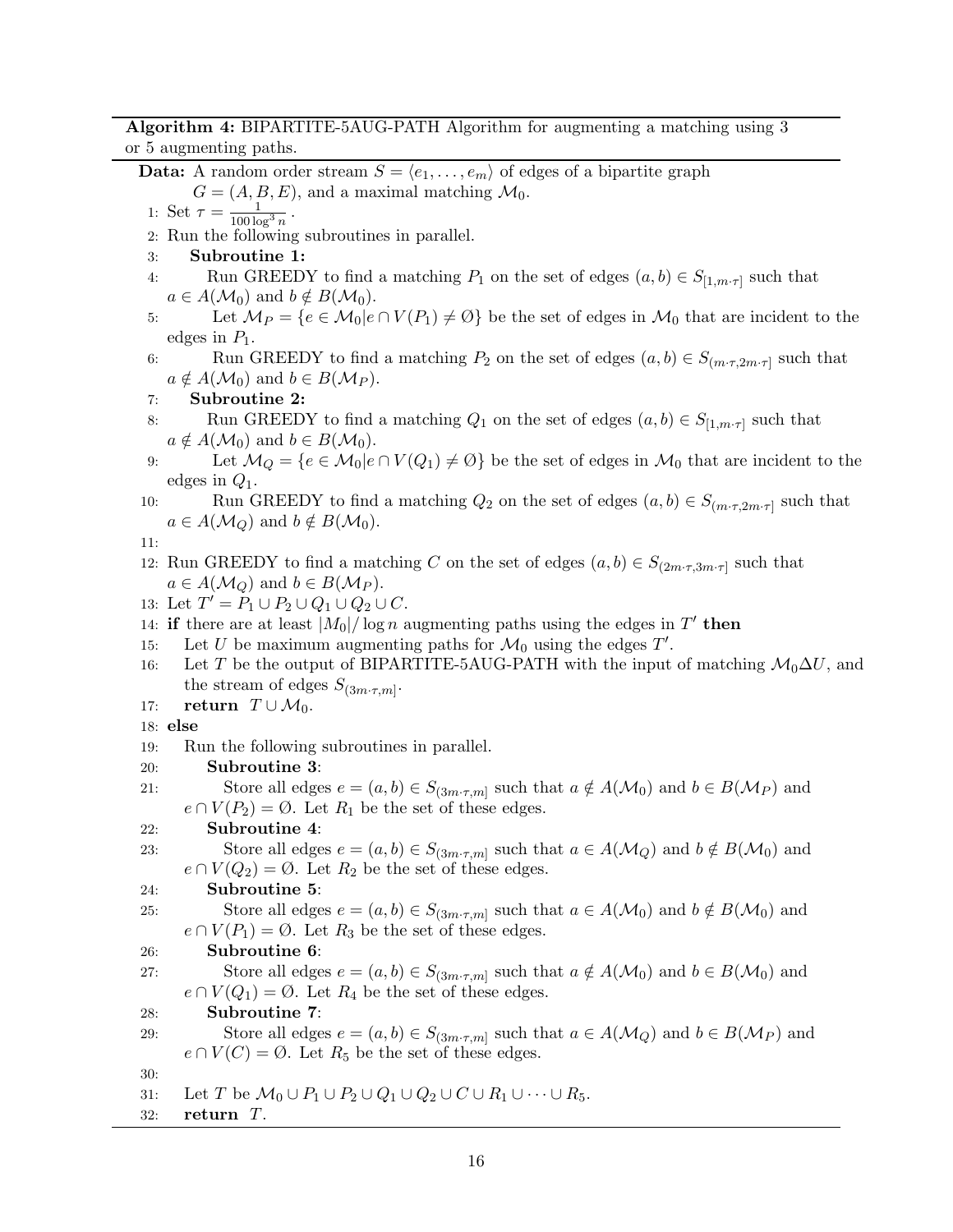**Algorithm 4:** BIPARTITE-5AUG-PATH Algorithm for augmenting a matching using 3 or 5 augmenting paths.

**Data:** A random order stream $S = \langle e_1, \ldots, e_m \rangle$ of edges of a bipartite graph $G = (A, B, E)$, and a maximal matching $\mathcal{M}_0$.

1: Set $\tau = \frac{1}{100 \log^3 n}$.
2: Run the following subroutines in parallel.
3: **Subroutine 1:**
4: Run GREEDY to find a matching $P_1$ on the set of edges $(a, b) \in S_{[1, m\cdot\tau]}$ such that $a \in A(\mathcal{M}_0)$ and $b \notin B(\mathcal{M}_0)$.
5: Let $\mathcal{M}_P = \{e \in \mathcal{M}_0 | e \cap V(P_1) \neq \emptyset\}$ be the set of edges in $\mathcal{M}_0$ that are incident to the edges in $P_1$.
6: Run GREEDY to find a matching $P_2$ on the set of edges $(a, b) \in S_{(m\cdot\tau, 2m\cdot\tau]}$ such that $a \notin A(\mathcal{M}_0)$ and $b \in B(\mathcal{M}_P)$.
7: **Subroutine 2:**
8: Run GREEDY to find a matching $Q_1$ on the set of edges $(a, b) \in S_{[1, m\cdot\tau]}$ such that $a \notin A(\mathcal{M}_0)$ and $b \in B(\mathcal{M}_0)$.
9: Let $\mathcal{M}_Q = \{e \in \mathcal{M}_0 | e \cap V(Q_1) \neq \emptyset\}$ be the set of edges in $\mathcal{M}_0$ that are incident to the edges in $Q_1$.
10: Run GREEDY to find a matching $Q_2$ on the set of edges $(a, b) \in S_{(m\cdot\tau, 2m\cdot\tau]}$ such that $a \in A(\mathcal{M}_Q)$ and $b \notin B(\mathcal{M}_0)$.
11:
12: Run GREEDY to find a matching $C$ on the set of edges $(a, b) \in S_{(2m\cdot\tau, 3m\cdot\tau]}$ such that $a \in A(\mathcal{M}_Q)$ and $b \in B(\mathcal{M}_P)$.
13: Let $T' = P_1 \cup P_2 \cup Q_1 \cup Q_2 \cup C$.
14: **if** there are at least $|\mathcal{M}_0|/\log n$ augmenting paths using the edges in $T'$ **then**
15: Let $U$ be maximum augmenting paths for $\mathcal{M}_0$ using the edges $T'$.
16: Let $T$ be the output of BIPARTITE-5AUG-PATH with the input of matching $\mathcal{M}_0 \Delta U$, and the stream of edges $S_{(3m\cdot\tau, m]}$.
17: **return** $T \cup \mathcal{M}_0$.
18: **else**
19: Run the following subroutines in parallel.
20: **Subroutine 3**:
21: Store all edges $e = (a, b) \in S_{(3m\cdot\tau, m]}$ such that $a \notin A(\mathcal{M}_0)$ and $b \in B(\mathcal{M}_P)$ and $e \cap V(P_2) = \emptyset$. Let $R_1$ be the set of these edges.
22: **Subroutine 4**:
23: Store all edges $e = (a, b) \in S_{(3m\cdot\tau, m]}$ such that $a \in A(\mathcal{M}_Q)$ and $b \notin B(\mathcal{M}_0)$ and $e \cap V(Q_2) = \emptyset$. Let $R_2$ be the set of these edges.
24: **Subroutine 5**:
25: Store all edges $e = (a, b) \in S_{(3m\cdot\tau, m]}$ such that $a \in A(\mathcal{M}_0)$ and $b \notin B(\mathcal{M}_0)$ and $e \cap V(P_1) = \emptyset$. Let $R_3$ be the set of these edges.
26: **Subroutine 6**:
27: Store all edges $e = (a, b) \in S_{(3m\cdot\tau, m]}$ such that $a \notin A(\mathcal{M}_0)$ and $b \in B(\mathcal{M}_0)$ and $e \cap V(Q_1) = \emptyset$. Let $R_4$ be the set of these edges.
28: **Subroutine 7**:
29: Store all edges $e = (a, b) \in S_{(3m\cdot\tau, m]}$ such that $a \in A(\mathcal{M}_Q)$ and $b \in B(\mathcal{M}_P)$ and $e \cap V(C) = \emptyset$. Let $R_5$ be the set of these edges.
30:
31: Let $T$ be $\mathcal{M}_0 \cup P_1 \cup P_2 \cup Q_1 \cup Q_2 \cup C \cup R_1 \cup \cdots \cup R_5$.
32: **return** $T$.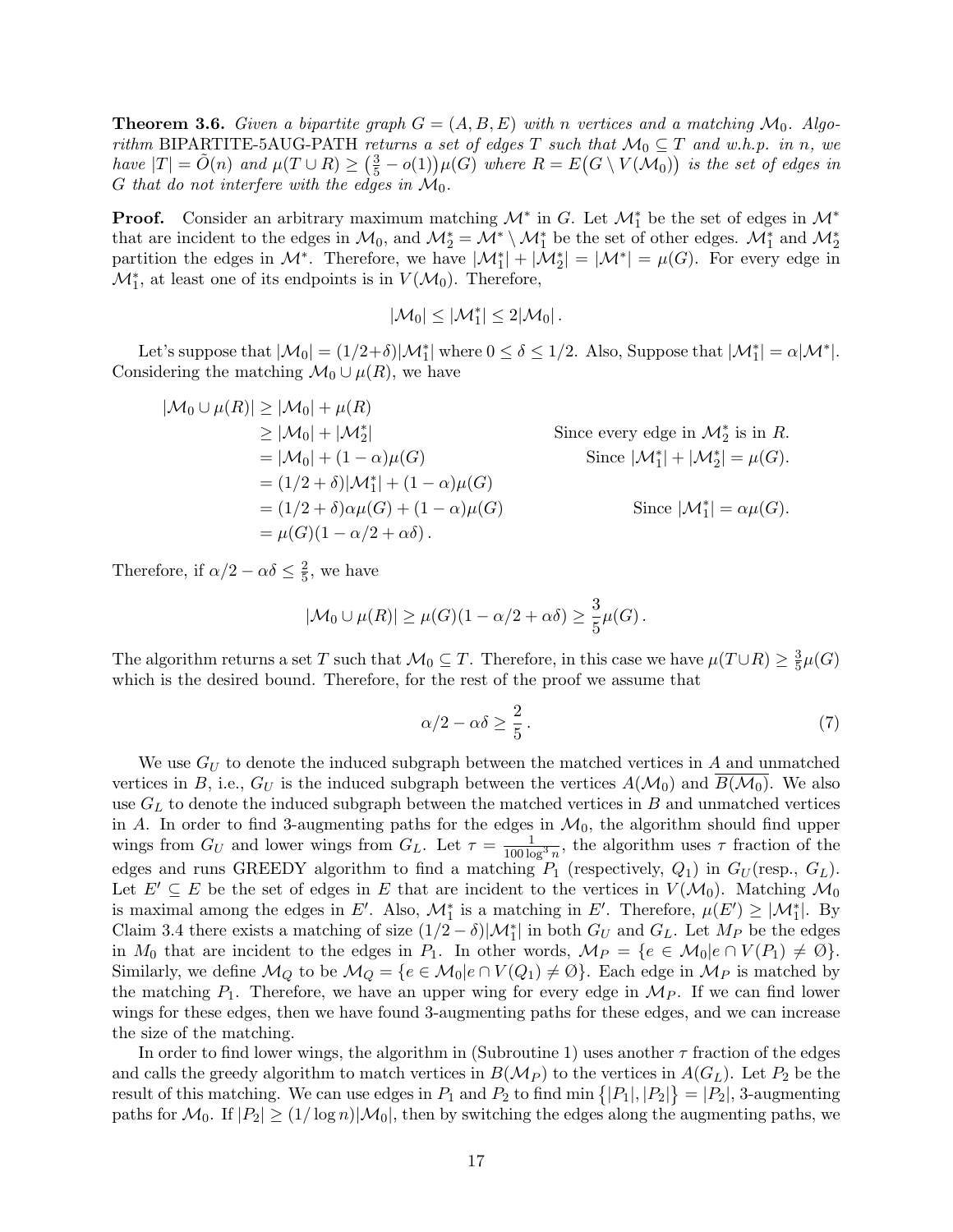**Theorem 3.6.** *Given a bipartite graph $G = (A, B, E)$ with $n$ vertices and a matching $\mathcal{M}_0$. Algorithm* BIPARTITE-5AUG-PATH *returns a set of edges $T$ such that $\mathcal{M}_0 \subseteq T$ and w.h.p. in $n$, we have $|T| = \tilde{O}(n)$ and $\mu(T \cup R) \geq \left(\frac{3}{5} - o(1)\right)\mu(G)$ where $R = E\big(G \setminus V(\mathcal{M}_0)\big)$ is the set of edges in $G$ that do not interfere with the edges in $\mathcal{M}_0$.*

**Proof.** Consider an arbitrary maximum matching $\mathcal{M}^*$ in $G$. Let $\mathcal{M}_1^*$ be the set of edges in $\mathcal{M}^*$ that are incident to the edges in $\mathcal{M}_0$, and $\mathcal{M}_2^* = \mathcal{M}^* \setminus \mathcal{M}_1^*$ be the set of other edges. $\mathcal{M}_1^*$ and $\mathcal{M}_2^*$ partition the edges in $\mathcal{M}^*$. Therefore, we have $|\mathcal{M}_1^*| + |\mathcal{M}_2^*| = |\mathcal{M}^*| = \mu(G)$. For every edge in $\mathcal{M}_1^*$, at least one of its endpoints is in $V(\mathcal{M}_0)$. Therefore,

$$|\mathcal{M}_0| \leq |\mathcal{M}_1^*| \leq 2|\mathcal{M}_0|\,.$$

Let's suppose that $|\mathcal{M}_0| = (1/2+\delta)|\mathcal{M}_1^*|$ where $0 \leq \delta \leq 1/2$. Also, Suppose that $|\mathcal{M}_1^*| = \alpha|\mathcal{M}^*|$. Considering the matching $\mathcal{M}_0 \cup \mu(R)$, we have

$$\begin{aligned}
|\mathcal{M}_0 \cup \mu(R)| &\geq |\mathcal{M}_0| + \mu(R) \\
&\geq |\mathcal{M}_0| + |\mathcal{M}_2^*| && \text{Since every edge in } \mathcal{M}_2^* \text{ is in } R. \\
&= |\mathcal{M}_0| + (1-\alpha)\mu(G) && \text{Since } |\mathcal{M}_1^*| + |\mathcal{M}_2^*| = \mu(G). \\
&= (1/2+\delta)|\mathcal{M}_1^*| + (1-\alpha)\mu(G) \\
&= (1/2+\delta)\alpha\mu(G) + (1-\alpha)\mu(G) && \text{Since } |\mathcal{M}_1^*| = \alpha\mu(G). \\
&= \mu(G)(1-\alpha/2+\alpha\delta)\,.
\end{aligned}$$

Therefore, if $\alpha/2 - \alpha\delta \leq \frac{2}{5}$, we have

$$|\mathcal{M}_0 \cup \mu(R)| \geq \mu(G)(1-\alpha/2+\alpha\delta) \geq \frac{3}{5}\mu(G)\,.$$

The algorithm returns a set $T$ such that $\mathcal{M}_0 \subseteq T$. Therefore, in this case we have $\mu(T \cup R) \geq \frac{3}{5}\mu(G)$ which is the desired bound. Therefore, for the rest of the proof we assume that

$$\alpha/2 - \alpha\delta \geq \frac{2}{5}\,. \tag{7}$$

We use $G_U$ to denote the induced subgraph between the matched vertices in $A$ and unmatched vertices in $B$, i.e., $G_U$ is the induced subgraph between the vertices $A(\mathcal{M}_0)$ and $\overline{B(\mathcal{M}_0)}$. We also use $G_L$ to denote the induced subgraph between the matched vertices in $B$ and unmatched vertices in $A$. In order to find 3-augmenting paths for the edges in $\mathcal{M}_0$, the algorithm should find upper wings from $G_U$ and lower wings from $G_L$. Let $\tau = \frac{1}{100\log^3 n}$, the algorithm uses $\tau$ fraction of the edges and runs GREEDY algorithm to find a matching $P_1$ (respectively, $Q_1$) in $G_U$(resp., $G_L$). Let $E' \subseteq E$ be the set of edges in $E$ that are incident to the vertices in $V(\mathcal{M}_0)$. Matching $\mathcal{M}_0$ is maximal among the edges in $E'$. Also, $\mathcal{M}_1^*$ is a matching in $E'$. Therefore, $\mu(E') \geq |\mathcal{M}_1^*|$. By Claim 3.4 there exists a matching of size $(1/2-\delta)|\mathcal{M}_1^*|$ in both $G_U$ and $G_L$. Let $M_P$ be the edges in $M_0$ that are incident to the edges in $P_1$. In other words, $\mathcal{M}_P = \{e \in \mathcal{M}_0 | e \cap V(P_1) \neq \emptyset\}$. Similarly, we define $\mathcal{M}_Q$ to be $\mathcal{M}_Q = \{e \in \mathcal{M}_0 | e \cap V(Q_1) \neq \emptyset\}$. Each edge in $\mathcal{M}_P$ is matched by the matching $P_1$. Therefore, we have an upper wing for every edge in $\mathcal{M}_P$. If we can find lower wings for these edges, then we have found 3-augmenting paths for these edges, and we can increase the size of the matching.

In order to find lower wings, the algorithm in (Subroutine 1) uses another $\tau$ fraction of the edges and calls the greedy algorithm to match vertices in $B(\mathcal{M}_P)$ to the vertices in $A(G_L)$. Let $P_2$ be the result of this matching. We can use edges in $P_1$ and $P_2$ to find $\min\{|P_1|, |P_2|\} = |P_2|$, 3-augmenting paths for $\mathcal{M}_0$. If $|P_2| \geq (1/\log n)|\mathcal{M}_0|$, then by switching the edges along the augmenting paths, we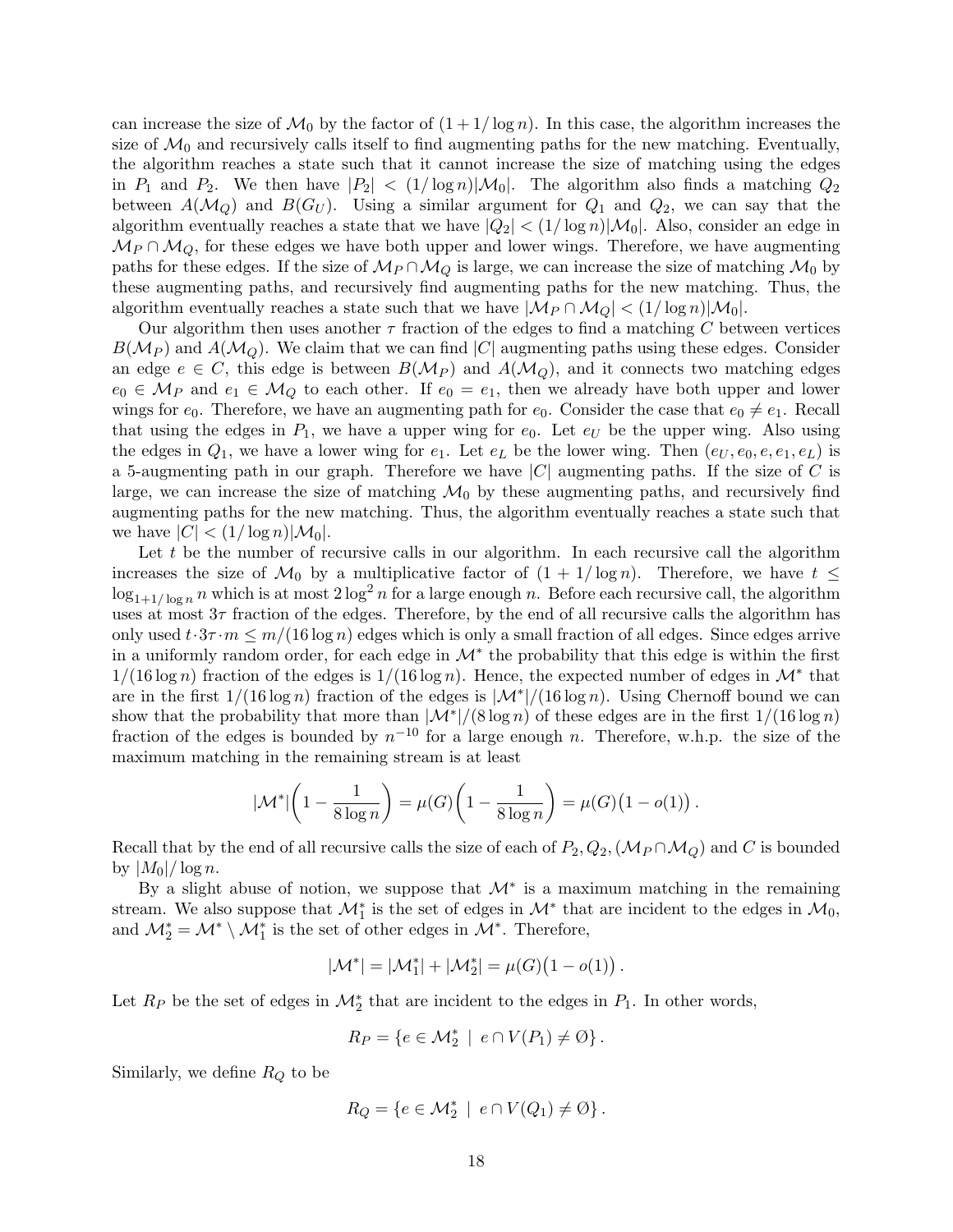can increase the size of $\mathcal{M}_0$ by the factor of $(1 + 1/\log n)$. In this case, the algorithm increases the size of $\mathcal{M}_0$ and recursively calls itself to find augmenting paths for the new matching. Eventually, the algorithm reaches a state such that it cannot increase the size of matching using the edges in $P_1$ and $P_2$. We then have $|P_2| < (1/\log n)|\mathcal{M}_0|$. The algorithm also finds a matching $Q_2$ between $A(\mathcal{M}_Q)$ and $B(G_U)$. Using a similar argument for $Q_1$ and $Q_2$, we can say that the algorithm eventually reaches a state that we have $|Q_2| < (1/\log n)|\mathcal{M}_0|$. Also, consider an edge in $\mathcal{M}_P \cap \mathcal{M}_Q$, for these edges we have both upper and lower wings. Therefore, we have augmenting paths for these edges. If the size of $\mathcal{M}_P \cap \mathcal{M}_Q$ is large, we can increase the size of matching $\mathcal{M}_0$ by these augmenting paths, and recursively find augmenting paths for the new matching. Thus, the algorithm eventually reaches a state such that we have $|\mathcal{M}_P \cap \mathcal{M}_Q| < (1/\log n)|\mathcal{M}_0|$.

Our algorithm then uses another $\tau$ fraction of the edges to find a matching $C$ between vertices $B(\mathcal{M}_P)$ and $A(\mathcal{M}_Q)$. We claim that we can find $|C|$ augmenting paths using these edges. Consider an edge $e \in C$, this edge is between $B(\mathcal{M}_P)$ and $A(\mathcal{M}_Q)$, and it connects two matching edges $e_0 \in \mathcal{M}_P$ and $e_1 \in \mathcal{M}_Q$ to each other. If $e_0 = e_1$, then we already have both upper and lower wings for $e_0$. Therefore, we have an augmenting path for $e_0$. Consider the case that $e_0 \neq e_1$. Recall that using the edges in $P_1$, we have a upper wing for $e_0$. Let $e_U$ be the upper wing. Also using the edges in $Q_1$, we have a lower wing for $e_1$. Let $e_L$ be the lower wing. Then $(e_U, e_0, e, e_1, e_L)$ is a 5-augmenting path in our graph. Therefore we have $|C|$ augmenting paths. If the size of $C$ is large, we can increase the size of matching $\mathcal{M}_0$ by these augmenting paths, and recursively find augmenting paths for the new matching. Thus, the algorithm eventually reaches a state such that we have $|C| < (1/\log n)|\mathcal{M}_0|$.

Let $t$ be the number of recursive calls in our algorithm. In each recursive call the algorithm increases the size of $\mathcal{M}_0$ by a multiplicative factor of $(1 + 1/\log n)$. Therefore, we have $t \leq \log_{1+1/\log n} n$ which is at most $2\log^2 n$ for a large enough $n$. Before each recursive call, the algorithm uses at most $3\tau$ fraction of the edges. Therefore, by the end of all recursive calls the algorithm has only used $t \cdot 3\tau \cdot m \leq m/(16\log n)$ edges which is only a small fraction of all edges. Since edges arrive in a uniformly random order, for each edge in $\mathcal{M}^*$ the probability that this edge is within the first $1/(16\log n)$ fraction of the edges is $1/(16\log n)$. Hence, the expected number of edges in $\mathcal{M}^*$ that are in the first $1/(16\log n)$ fraction of the edges is $|\mathcal{M}^*|/(16\log n)$. Using Chernoff bound we can show that the probability that more than $|\mathcal{M}^*|/(8\log n)$ of these edges are in the first $1/(16\log n)$ fraction of the edges is bounded by $n^{-10}$ for a large enough $n$. Therefore, w.h.p. the size of the maximum matching in the remaining stream is at least

$$|\mathcal{M}^*|\left(1 - \frac{1}{8\log n}\right) = \mu(G)\left(1 - \frac{1}{8\log n}\right) = \mu(G)\big(1 - o(1)\big).$$

Recall that by the end of all recursive calls the size of each of $P_2, Q_2, (\mathcal{M}_P \cap \mathcal{M}_Q)$ and $C$ is bounded by $|M_0|/\log n$.

By a slight abuse of notion, we suppose that $\mathcal{M}^*$ is a maximum matching in the remaining stream. We also suppose that $\mathcal{M}_1^*$ is the set of edges in $\mathcal{M}^*$ that are incident to the edges in $\mathcal{M}_0$, and $\mathcal{M}_2^* = \mathcal{M}^* \setminus \mathcal{M}_1^*$ is the set of other edges in $\mathcal{M}^*$. Therefore,

$$|\mathcal{M}^*| = |\mathcal{M}_1^*| + |\mathcal{M}_2^*| = \mu(G)\big(1 - o(1)\big).$$

Let $R_P$ be the set of edges in $\mathcal{M}_2^*$ that are incident to the edges in $P_1$. In other words,

$$R_P = \{e \in \mathcal{M}_2^* \mid e \cap V(P_1) \neq \emptyset\}.$$

Similarly, we define $R_Q$ to be

$$R_Q = \{e \in \mathcal{M}_2^* \mid e \cap V(Q_1) \neq \emptyset\}.$$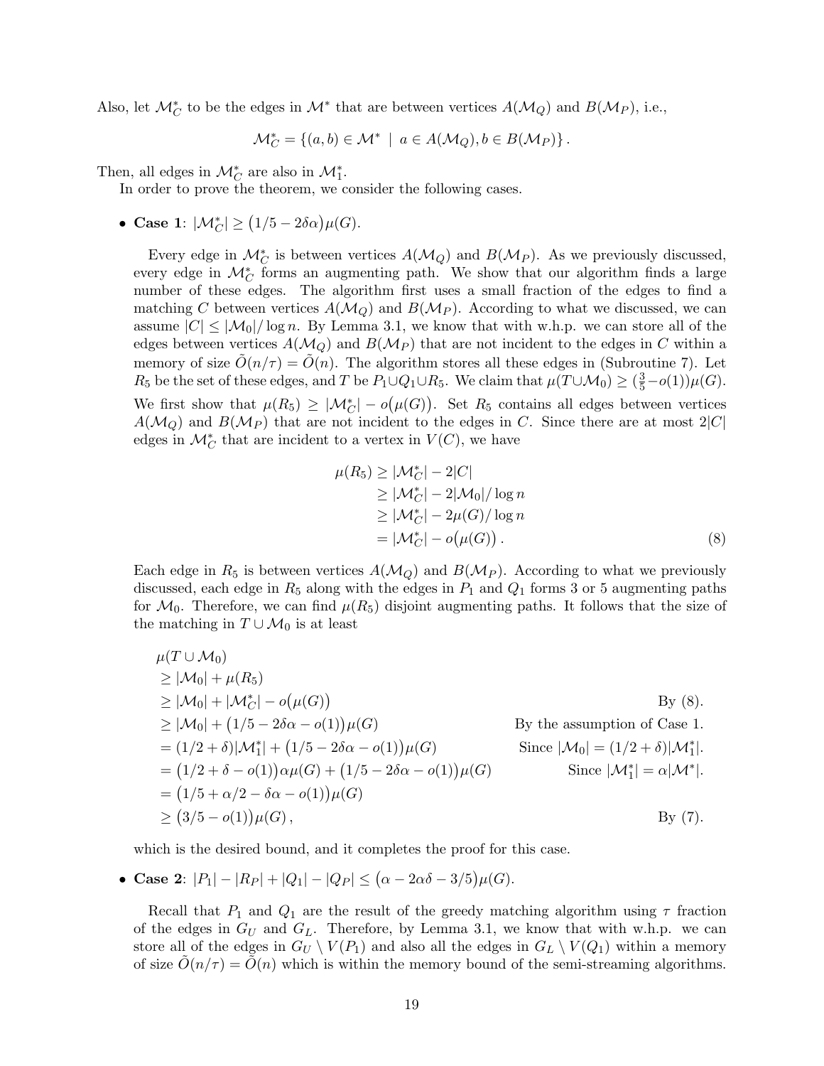Also, let $\mathcal{M}^*_C$ to be the edges in $\mathcal{M}^*$ that are between vertices $A(\mathcal{M}_Q)$ and $B(\mathcal{M}_P)$, i.e.,

$$\mathcal{M}^*_C = \{(a,b) \in \mathcal{M}^* \mid a \in A(\mathcal{M}_Q), b \in B(\mathcal{M}_P)\}.$$

Then, all edges in $\mathcal{M}^*_C$ are also in $\mathcal{M}^*_1$.

In order to prove the theorem, we consider the following cases.

- **Case 1**: $|\mathcal{M}^*_C| \geq (1/5 - 2\delta\alpha)\mu(G)$.

  Every edge in $\mathcal{M}^*_C$ is between vertices $A(\mathcal{M}_Q)$ and $B(\mathcal{M}_P)$. As we previously discussed, every edge in $\mathcal{M}^*_C$ forms an augmenting path. We show that our algorithm finds a large number of these edges. The algorithm first uses a small fraction of the edges to find a matching $C$ between vertices $A(\mathcal{M}_Q)$ and $B(\mathcal{M}_P)$. According to what we discussed, we can assume $|C| \leq |\mathcal{M}_0|/\log n$. By Lemma 3.1, we know that with w.h.p. we can store all of the edges between vertices $A(\mathcal{M}_Q)$ and $B(\mathcal{M}_P)$ that are not incident to the edges in $C$ within a memory of size $\tilde{O}(n/\tau) = \tilde{O}(n)$. The algorithm stores all these edges in (Subroutine 7). Let $R_5$ be the set of these edges, and $T$ be $P_1 \cup Q_1 \cup R_5$. We claim that $\mu(T \cup \mathcal{M}_0) \geq (\frac{3}{5} - o(1))\mu(G)$. We first show that $\mu(R_5) \geq |\mathcal{M}^*_C| - o(\mu(G))$. Set $R_5$ contains all edges between vertices $A(\mathcal{M}_Q)$ and $B(\mathcal{M}_P)$ that are not incident to the edges in $C$. Since there are at most $2|C|$ edges in $\mathcal{M}^*_C$ that are incident to a vertex in $V(C)$, we have

$$\begin{aligned}
\mu(R_5) &\geq |\mathcal{M}^*_C| - 2|C| \\
&\geq |\mathcal{M}^*_C| - 2|\mathcal{M}_0|/\log n \\
&\geq |\mathcal{M}^*_C| - 2\mu(G)/\log n \\
&= |\mathcal{M}^*_C| - o(\mu(G)). \qquad (8)
\end{aligned}$$

  Each edge in $R_5$ is between vertices $A(\mathcal{M}_Q)$ and $B(\mathcal{M}_P)$. According to what we previously discussed, each edge in $R_5$ along with the edges in $P_1$ and $Q_1$ forms 3 or 5 augmenting paths for $\mathcal{M}_0$. Therefore, we can find $\mu(R_5)$ disjoint augmenting paths. It follows that the size of the matching in $T \cup \mathcal{M}_0$ is at least

$$\begin{aligned}
&\mu(T \cup \mathcal{M}_0) \\
&\geq |\mathcal{M}_0| + \mu(R_5) \\
&\geq |\mathcal{M}_0| + |\mathcal{M}^*_C| - o(\mu(G)) && \text{By (8).} \\
&\geq |\mathcal{M}_0| + (1/5 - 2\delta\alpha - o(1))\mu(G) && \text{By the assumption of Case 1.} \\
&= (1/2 + \delta)|\mathcal{M}^*_1| + (1/5 - 2\delta\alpha - o(1))\mu(G) && \text{Since } |\mathcal{M}_0| = (1/2+\delta)|\mathcal{M}^*_1|. \\
&= (1/2 + \delta - o(1))\alpha\mu(G) + (1/5 - 2\delta\alpha - o(1))\mu(G) && \text{Since } |\mathcal{M}^*_1| = \alpha|\mathcal{M}^*|. \\
&= (1/5 + \alpha/2 - \delta\alpha - o(1))\mu(G) \\
&\geq (3/5 - o(1))\mu(G), && \text{By (7).}
\end{aligned}$$

  which is the desired bound, and it completes the proof for this case.

- **Case 2**: $|P_1| - |R_P| + |Q_1| - |Q_P| \leq (\alpha - 2\alpha\delta - 3/5)\mu(G)$.

  Recall that $P_1$ and $Q_1$ are the result of the greedy matching algorithm using $\tau$ fraction of the edges in $G_U$ and $G_L$. Therefore, by Lemma 3.1, we know that with w.h.p. we can store all of the edges in $G_U \setminus V(P_1)$ and also all the edges in $G_L \setminus V(Q_1)$ within a memory of size $\tilde{O}(n/\tau) = \tilde{O}(n)$ which is within the memory bound of the semi-streaming algorithms.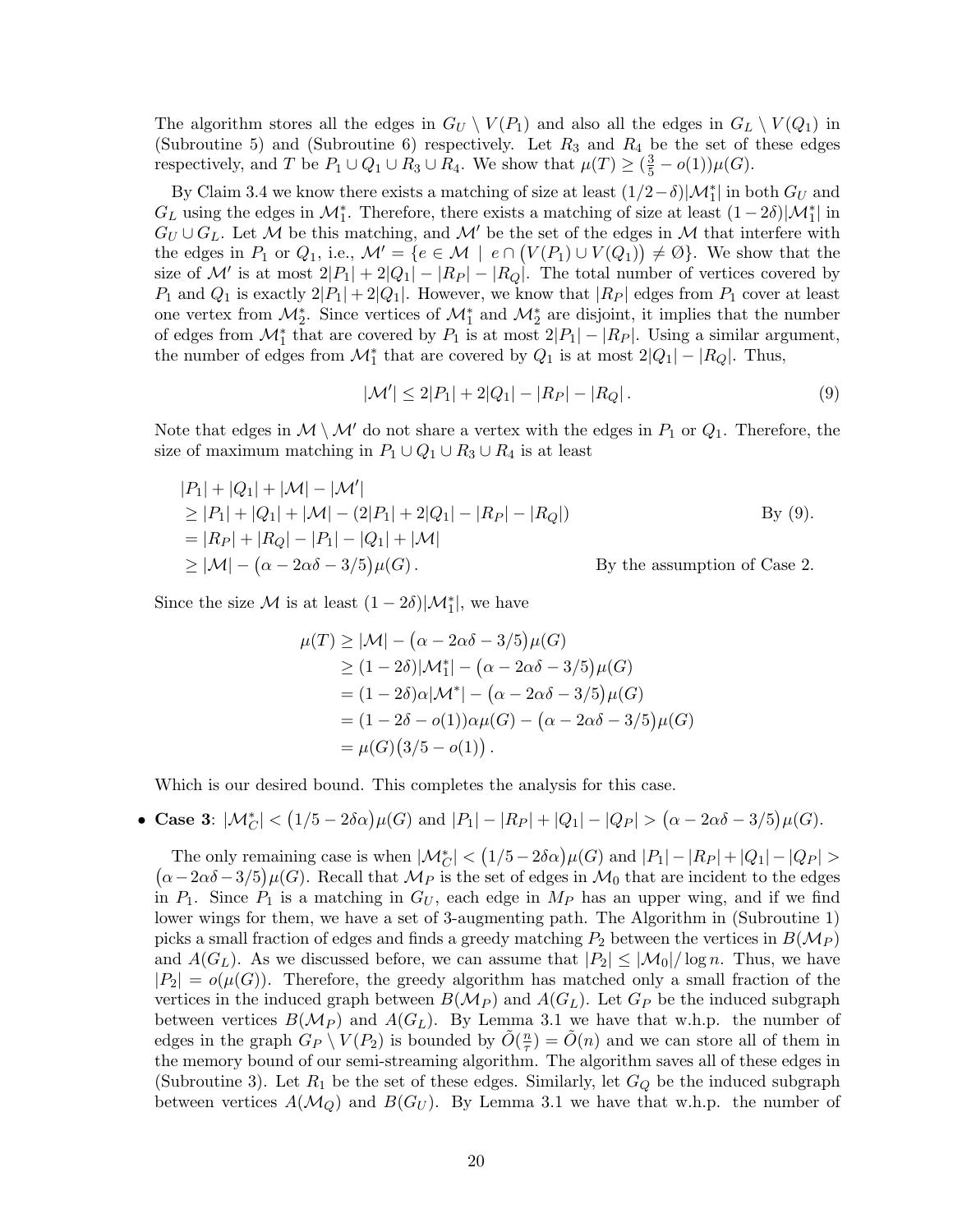The algorithm stores all the edges in $G_U \setminus V(P_1)$ and also all the edges in $G_L \setminus V(Q_1)$ in (Subroutine 5) and (Subroutine 6) respectively. Let $R_3$ and $R_4$ be the set of these edges respectively, and $T$ be $P_1 \cup Q_1 \cup R_3 \cup R_4$. We show that $\mu(T) \geq (\frac{3}{5} - o(1))\mu(G)$.

By Claim 3.4 we know there exists a matching of size at least $(1/2-\delta)|\mathcal{M}_1^*|$ in both $G_U$ and $G_L$ using the edges in $\mathcal{M}_1^*$. Therefore, there exists a matching of size at least $(1-2\delta)|\mathcal{M}_1^*|$ in $G_U \cup G_L$. Let $\mathcal{M}$ be this matching, and $\mathcal{M}'$ be the set of the edges in $\mathcal{M}$ that interfere with the edges in $P_1$ or $Q_1$, i.e., $\mathcal{M}' = \{e \in \mathcal{M} \mid e \cap \big(V(P_1) \cup V(Q_1)\big) \neq \emptyset\}$. We show that the size of $\mathcal{M}'$ is at most $2|P_1| + 2|Q_1| - |R_P| - |R_Q|$. The total number of vertices covered by $P_1$ and $Q_1$ is exactly $2|P_1| + 2|Q_1|$. However, we know that $|R_P|$ edges from $P_1$ cover at least one vertex from $\mathcal{M}_2^*$. Since vertices of $\mathcal{M}_1^*$ and $\mathcal{M}_2^*$ are disjoint, it implies that the number of edges from $\mathcal{M}_1^*$ that are covered by $P_1$ is at most $2|P_1| - |R_P|$. Using a similar argument, the number of edges from $\mathcal{M}_1^*$ that are covered by $Q_1$ is at most $2|Q_1| - |R_Q|$. Thus,

$$|\mathcal{M}'| \leq 2|P_1| + 2|Q_1| - |R_P| - |R_Q| \,. \tag{9}$$

Note that edges in $\mathcal{M} \setminus \mathcal{M}'$ do not share a vertex with the edges in $P_1$ or $Q_1$. Therefore, the size of maximum matching in $P_1 \cup Q_1 \cup R_3 \cup R_4$ is at least

$$
\begin{aligned}
&|P_1| + |Q_1| + |\mathcal{M}| - |\mathcal{M}'| \\
&\geq |P_1| + |Q_1| + |\mathcal{M}| - (2|P_1| + 2|Q_1| - |R_P| - |R_Q|) && \text{By (9).}\\
&= |R_P| + |R_Q| - |P_1| - |Q_1| + |\mathcal{M}| \\
&\geq |\mathcal{M}| - \big(\alpha - 2\alpha\delta - 3/5\big)\mu(G)\,. && \text{By the assumption of Case 2.}
\end{aligned}
$$

Since the size $\mathcal{M}$ is at least $(1-2\delta)|\mathcal{M}_1^*|$, we have

$$
\begin{aligned}
\mu(T) &\geq |\mathcal{M}| - \big(\alpha - 2\alpha\delta - 3/5\big)\mu(G) \\
&\geq (1-2\delta)|\mathcal{M}_1^*| - \big(\alpha - 2\alpha\delta - 3/5\big)\mu(G) \\
&= (1-2\delta)\alpha|\mathcal{M}^*| - \big(\alpha - 2\alpha\delta - 3/5\big)\mu(G) \\
&= (1-2\delta - o(1))\alpha\mu(G) - \big(\alpha - 2\alpha\delta - 3/5\big)\mu(G) \\
&= \mu(G)\big(3/5 - o(1)\big)\,.
\end{aligned}
$$

Which is our desired bound. This completes the analysis for this case.

- **Case 3**: $|\mathcal{M}_C^*| < \big(1/5 - 2\delta\alpha\big)\mu(G)$ and $|P_1| - |R_P| + |Q_1| - |Q_P| > \big(\alpha - 2\alpha\delta - 3/5\big)\mu(G)$.

  The only remaining case is when $|\mathcal{M}_C^*| < \big(1/5 - 2\delta\alpha\big)\mu(G)$ and $|P_1| - |R_P| + |Q_1| - |Q_P| > \big(\alpha - 2\alpha\delta - 3/5\big)\mu(G)$. Recall that $\mathcal{M}_P$ is the set of edges in $\mathcal{M}_0$ that are incident to the edges in $P_1$. Since $P_1$ is a matching in $G_U$, each edge in $M_P$ has an upper wing, and if we find lower wings for them, we have a set of 3-augmenting path. The Algorithm in (Subroutine 1) picks a small fraction of edges and finds a greedy matching $P_2$ between the vertices in $B(\mathcal{M}_P)$ and $A(G_L)$. As we discussed before, we can assume that $|P_2| \leq |\mathcal{M}_0|/\log n$. Thus, we have $|P_2| = o(\mu(G))$. Therefore, the greedy algorithm has matched only a small fraction of the vertices in the induced graph between $B(\mathcal{M}_P)$ and $A(G_L)$. Let $G_P$ be the induced subgraph between vertices $B(\mathcal{M}_P)$ and $A(G_L)$. By Lemma 3.1 we have that w.h.p. the number of edges in the graph $G_P \setminus V(P_2)$ is bounded by $\tilde{O}(\frac{n}{\tau}) = \tilde{O}(n)$ and we can store all of them in the memory bound of our semi-streaming algorithm. The algorithm saves all of these edges in (Subroutine 3). Let $R_1$ be the set of these edges. Similarly, let $G_Q$ be the induced subgraph between vertices $A(\mathcal{M}_Q)$ and $B(G_U)$. By Lemma 3.1 we have that w.h.p. the number of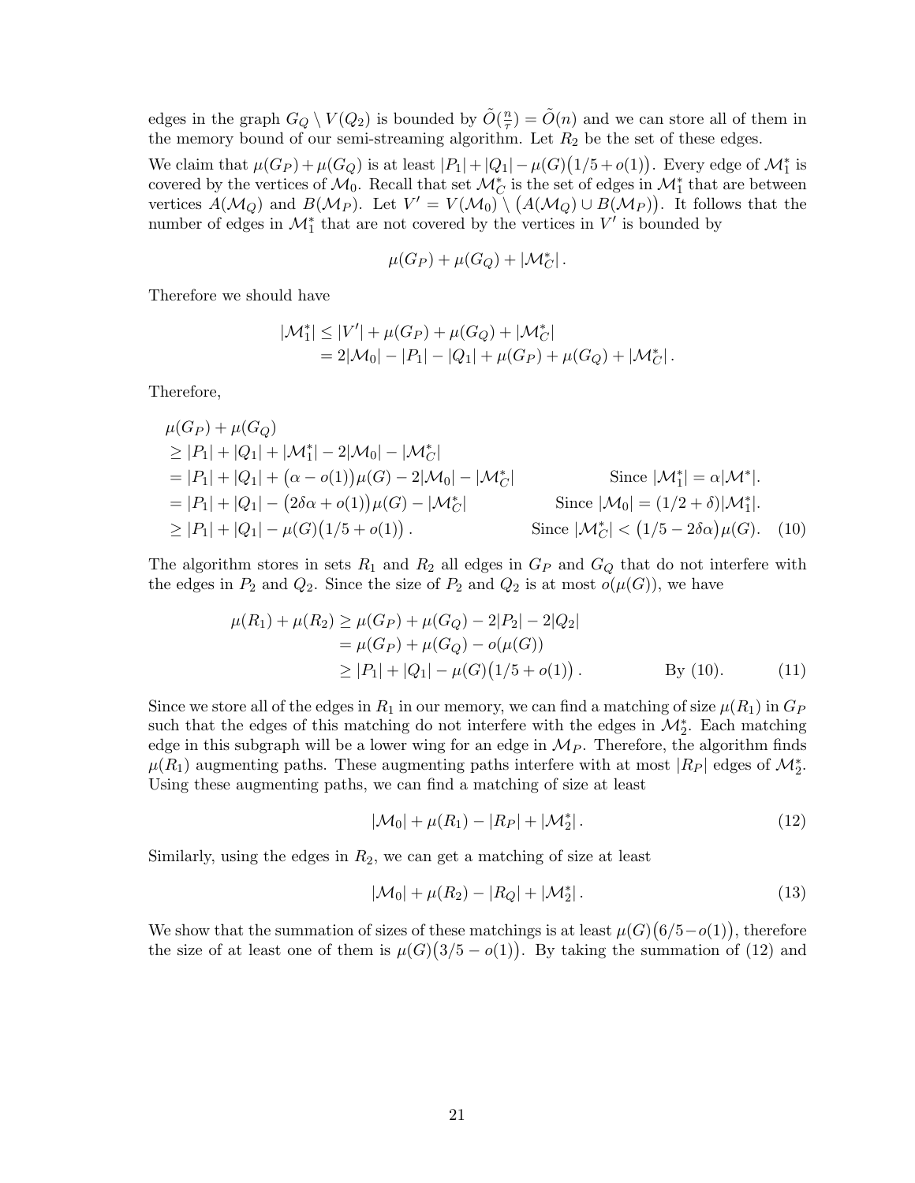edges in the graph $G_Q \setminus V(Q_2)$ is bounded by $\tilde{O}(\frac{n}{\tau}) = \tilde{O}(n)$ and we can store all of them in the memory bound of our semi-streaming algorithm. Let $R_2$ be the set of these edges.

We claim that $\mu(G_P)+\mu(G_Q)$ is at least $|P_1|+|Q_1|-\mu(G)\big(1/5+o(1)\big)$. Every edge of $\mathcal{M}_1^*$ is covered by the vertices of $\mathcal{M}_0$. Recall that set $\mathcal{M}_C^*$ is the set of edges in $\mathcal{M}_1^*$ that are between vertices $A(\mathcal{M}_Q)$ and $B(\mathcal{M}_P)$. Let $V' = V(\mathcal{M}_0) \setminus \big(A(\mathcal{M}_Q) \cup B(\mathcal{M}_P)\big)$. It follows that the number of edges in $\mathcal{M}_1^*$ that are not covered by the vertices in $V'$ is bounded by

$$\mu(G_P) + \mu(G_Q) + |\mathcal{M}_C^*| \,.$$

Therefore we should have

$$\begin{aligned}
|\mathcal{M}_1^*| &\leq |V'| + \mu(G_P) + \mu(G_Q) + |\mathcal{M}_C^*| \\
&= 2|\mathcal{M}_0| - |P_1| - |Q_1| + \mu(G_P) + \mu(G_Q) + |\mathcal{M}_C^*| \,.
\end{aligned}$$

Therefore,

$$\begin{aligned}
&\mu(G_P) + \mu(G_Q) \\
&\geq |P_1| + |Q_1| + |\mathcal{M}_1^*| - 2|\mathcal{M}_0| - |\mathcal{M}_C^*| \\
&= |P_1| + |Q_1| + \big(\alpha - o(1)\big)\mu(G) - 2|\mathcal{M}_0| - |\mathcal{M}_C^*| && \text{Since } |\mathcal{M}_1^*| = \alpha|\mathcal{M}^*|. \\
&= |P_1| + |Q_1| - \big(2\delta\alpha + o(1)\big)\mu(G) - |\mathcal{M}_C^*| && \text{Since } |\mathcal{M}_0| = (1/2+\delta)|\mathcal{M}_1^*|. \\
&\geq |P_1| + |Q_1| - \mu(G)\big(1/5 + o(1)\big) \,. && \text{Since } |\mathcal{M}_C^*| < \big(1/5 - 2\delta\alpha\big)\mu(G). \quad (10)
\end{aligned}$$

The algorithm stores in sets $R_1$ and $R_2$ all edges in $G_P$ and $G_Q$ that do not interfere with the edges in $P_2$ and $Q_2$. Since the size of $P_2$ and $Q_2$ is at most $o(\mu(G))$, we have

$$\begin{aligned}
\mu(R_1) + \mu(R_2) &\geq \mu(G_P) + \mu(G_Q) - 2|P_2| - 2|Q_2| \\
&= \mu(G_P) + \mu(G_Q) - o(\mu(G)) \\
&\geq |P_1| + |Q_1| - \mu(G)\big(1/5 + o(1)\big) \,. && \text{By (10).} \quad (11)
\end{aligned}$$

Since we store all of the edges in $R_1$ in our memory, we can find a matching of size $\mu(R_1)$ in $G_P$ such that the edges of this matching do not interfere with the edges in $\mathcal{M}_2^*$. Each matching edge in this subgraph will be a lower wing for an edge in $\mathcal{M}_P$. Therefore, the algorithm finds $\mu(R_1)$ augmenting paths. These augmenting paths interfere with at most $|R_P|$ edges of $\mathcal{M}_2^*$. Using these augmenting paths, we can find a matching of size at least

$$|\mathcal{M}_0| + \mu(R_1) - |R_P| + |\mathcal{M}_2^*| \,. \tag{12}$$

Similarly, using the edges in $R_2$, we can get a matching of size at least

$$|\mathcal{M}_0| + \mu(R_2) - |R_Q| + |\mathcal{M}_2^*| \,. \tag{13}$$

We show that the summation of sizes of these matchings is at least $\mu(G)\big(6/5 - o(1)\big)$, therefore the size of at least one of them is $\mu(G)\big(3/5 - o(1)\big)$. By taking the summation of (12) and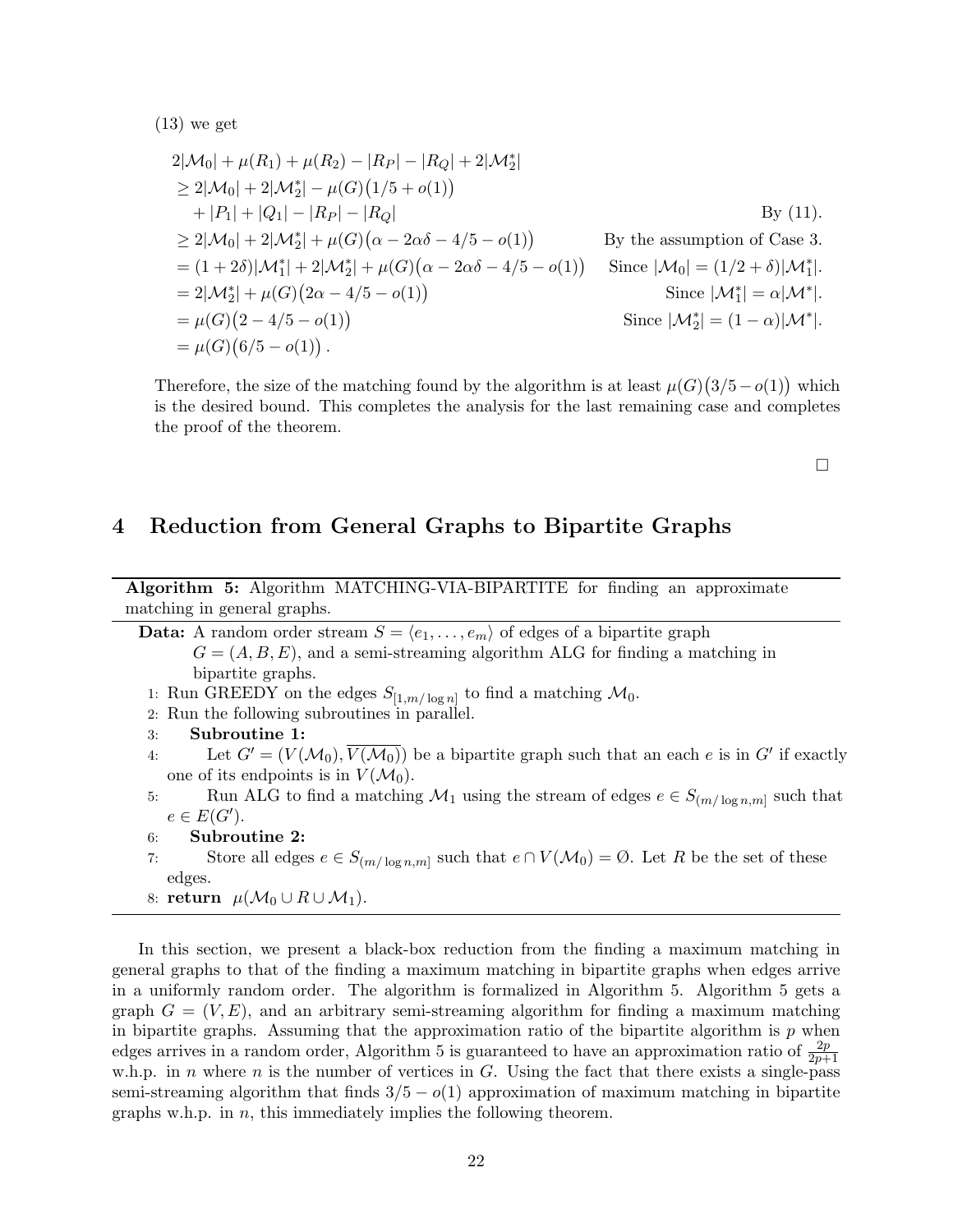(13) we get

$$
\begin{aligned}
&2|\mathcal{M}_0| + \mu(R_1) + \mu(R_2) - |R_P| - |R_Q| + 2|\mathcal{M}_2^*| \\
&\geq 2|\mathcal{M}_0| + 2|\mathcal{M}_2^*| - \mu(G)\big(1/5 + o(1)\big) \\
&\quad + |P_1| + |Q_1| - |R_P| - |R_Q| && \text{By (11).} \\
&\geq 2|\mathcal{M}_0| + 2|\mathcal{M}_2^*| + \mu(G)\big(\alpha - 2\alpha\delta - 4/5 - o(1)\big) && \text{By the assumption of Case 3.} \\
&= (1+2\delta)|\mathcal{M}_1^*| + 2|\mathcal{M}_2^*| + \mu(G)\big(\alpha - 2\alpha\delta - 4/5 - o(1)\big) && \text{Since } |\mathcal{M}_0| = (1/2+\delta)|\mathcal{M}_1^*|. \\
&= 2|\mathcal{M}_2^*| + \mu(G)\big(2\alpha - 4/5 - o(1)\big) && \text{Since } |\mathcal{M}_1^*| = \alpha|\mathcal{M}^*|. \\
&= \mu(G)\big(2 - 4/5 - o(1)\big) && \text{Since } |\mathcal{M}_2^*| = (1-\alpha)|\mathcal{M}^*|. \\
&= \mu(G)\big(6/5 - o(1)\big).
\end{aligned}
$$

Therefore, the size of the matching found by the algorithm is at least $\mu(G)\big(3/5 - o(1)\big)$ which is the desired bound. This completes the analysis for the last remaining case and completes the proof of the theorem.

□

# 4 Reduction from General Graphs to Bipartite Graphs

---

**Algorithm 5:** Algorithm MATCHING-VIA-BIPARTITE for finding an approximate matching in general graphs.

---

**Data:** A random order stream $S = \langle e_1, \ldots, e_m \rangle$ of edges of a bipartite graph $G = (A, B, E)$, and a semi-streaming algorithm ALG for finding a matching in bipartite graphs.

1: Run GREEDY on the edges $S_{[1, m/\log n]}$ to find a matching $\mathcal{M}_0$.
2: Run the following subroutines in parallel.
3: **Subroutine 1:**
4: Let $G' = (V(\mathcal{M}_0), \overline{V(\mathcal{M}_0)})$ be a bipartite graph such that an each $e$ is in $G'$ if exactly one of its endpoints is in $V(\mathcal{M}_0)$.
5: Run ALG to find a matching $\mathcal{M}_1$ using the stream of edges $e \in S_{(m/\log n, m]}$ such that $e \in E(G')$.
6: **Subroutine 2:**
7: Store all edges $e \in S_{(m/\log n, m]}$ such that $e \cap V(\mathcal{M}_0) = \emptyset$. Let $R$ be the set of these edges.
8: **return** $\mu(\mathcal{M}_0 \cup R \cup \mathcal{M}_1)$.

---

In this section, we present a black-box reduction from the finding a maximum matching in general graphs to that of the finding a maximum matching in bipartite graphs when edges arrive in a uniformly random order. The algorithm is formalized in Algorithm 5. Algorithm 5 gets a graph $G = (V, E)$, and an arbitrary semi-streaming algorithm for finding a maximum matching in bipartite graphs. Assuming that the approximation ratio of the bipartite algorithm is $p$ when edges arrives in a random order, Algorithm 5 is guaranteed to have an approximation ratio of $\frac{2p}{2p+1}$ w.h.p. in $n$ where $n$ is the number of vertices in $G$. Using the fact that there exists a single-pass semi-streaming algorithm that finds $3/5 - o(1)$ approximation of maximum matching in bipartite graphs w.h.p. in $n$, this immediately implies the following theorem.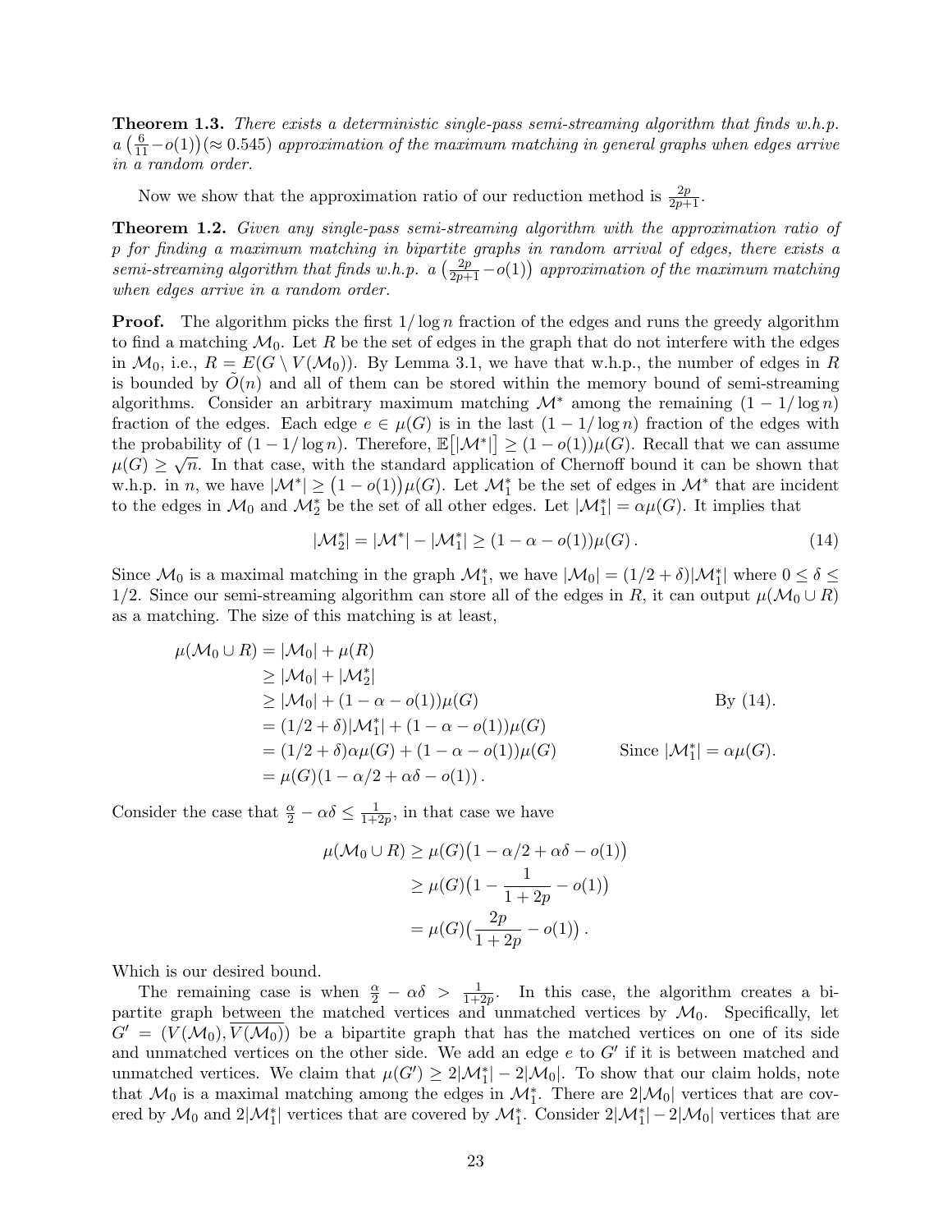**Theorem 1.3.** *There exists a deterministic single-pass semi-streaming algorithm that finds w.h.p. a $\left(\frac{6}{11}-o(1)\right)(\approx 0.545)$ approximation of the maximum matching in general graphs when edges arrive in a random order.*

Now we show that the approximation ratio of our reduction method is $\frac{2p}{2p+1}$.

**Theorem 1.2.** *Given any single-pass semi-streaming algorithm with the approximation ratio of $p$ for finding a maximum matching in bipartite graphs in random arrival of edges, there exists a semi-streaming algorithm that finds w.h.p. a $\left(\frac{2p}{2p+1}-o(1)\right)$ approximation of the maximum matching when edges arrive in a random order.*

**Proof.** The algorithm picks the first $1/\log n$ fraction of the edges and runs the greedy algorithm to find a matching $\mathcal{M}_0$. Let $R$ be the set of edges in the graph that do not interfere with the edges in $\mathcal{M}_0$, i.e., $R = E(G \setminus V(\mathcal{M}_0))$. By Lemma 3.1, we have that w.h.p., the number of edges in $R$ is bounded by $\tilde{O}(n)$ and all of them can be stored within the memory bound of semi-streaming algorithms. Consider an arbitrary maximum matching $\mathcal{M}^*$ among the remaining $(1-1/\log n)$ fraction of the edges. Each edge $e \in \mu(G)$ is in the last $(1-1/\log n)$ fraction of the edges with the probability of $(1-1/\log n)$. Therefore, $\mathbb{E}\left[|\mathcal{M}^*|\right] \geq (1-o(1))\mu(G)$. Recall that we can assume $\mu(G) \geq \sqrt{n}$. In that case, with the standard application of Chernoff bound it can be shown that w.h.p. in $n$, we have $|\mathcal{M}^*| \geq \left(1-o(1)\right)\mu(G)$. Let $\mathcal{M}_1^*$ be the set of edges in $\mathcal{M}^*$ that are incident to the edges in $\mathcal{M}_0$ and $\mathcal{M}_2^*$ be the set of all other edges. Let $|\mathcal{M}_1^*| = \alpha\mu(G)$. It implies that

$$|\mathcal{M}_2^*| = |\mathcal{M}^*| - |\mathcal{M}_1^*| \geq (1-\alpha-o(1))\mu(G)\,. \tag{14}$$

Since $\mathcal{M}_0$ is a maximal matching in the graph $\mathcal{M}_1^*$, we have $|\mathcal{M}_0| = (1/2+\delta)|\mathcal{M}_1^*|$ where $0 \leq \delta \leq 1/2$. Since our semi-streaming algorithm can store all of the edges in $R$, it can output $\mu(\mathcal{M}_0 \cup R)$ as a matching. The size of this matching is at least,

$$\begin{aligned}
\mu(\mathcal{M}_0 \cup R) &= |\mathcal{M}_0| + \mu(R) \\
&\geq |\mathcal{M}_0| + |\mathcal{M}_2^*| \\
&\geq |\mathcal{M}_0| + (1-\alpha-o(1))\mu(G) && \text{By (14).} \\
&= (1/2+\delta)|\mathcal{M}_1^*| + (1-\alpha-o(1))\mu(G) \\
&= (1/2+\delta)\alpha\mu(G) + (1-\alpha-o(1))\mu(G) && \text{Since } |\mathcal{M}_1^*| = \alpha\mu(G). \\
&= \mu(G)(1-\alpha/2+\alpha\delta-o(1))\,.
\end{aligned}$$

Consider the case that $\frac{\alpha}{2} - \alpha\delta \leq \frac{1}{1+2p}$, in that case we have

$$\begin{aligned}
\mu(\mathcal{M}_0 \cup R) &\geq \mu(G)\big(1-\alpha/2+\alpha\delta-o(1)\big) \\
&\geq \mu(G)\big(1-\frac{1}{1+2p}-o(1)\big) \\
&= \mu(G)\big(\frac{2p}{1+2p}-o(1)\big)\,.
\end{aligned}$$

Which is our desired bound.

The remaining case is when $\frac{\alpha}{2} - \alpha\delta > \frac{1}{1+2p}$. In this case, the algorithm creates a bipartite graph between the matched vertices and unmatched vertices by $\mathcal{M}_0$. Specifically, let $G' = (V(\mathcal{M}_0), \overline{V(\mathcal{M}_0)})$ be a bipartite graph that has the matched vertices on one of its side and unmatched vertices on the other side. We add an edge $e$ to $G'$ if it is between matched and unmatched vertices. We claim that $\mu(G') \geq 2|\mathcal{M}_1^*| - 2|\mathcal{M}_0|$. To show that our claim holds, note that $\mathcal{M}_0$ is a maximal matching among the edges in $\mathcal{M}_1^*$. There are $2|\mathcal{M}_0|$ vertices that are covered by $\mathcal{M}_0$ and $2|\mathcal{M}_1^*|$ vertices that are covered by $\mathcal{M}_1^*$. Consider $2|\mathcal{M}_1^*| - 2|\mathcal{M}_0|$ vertices that are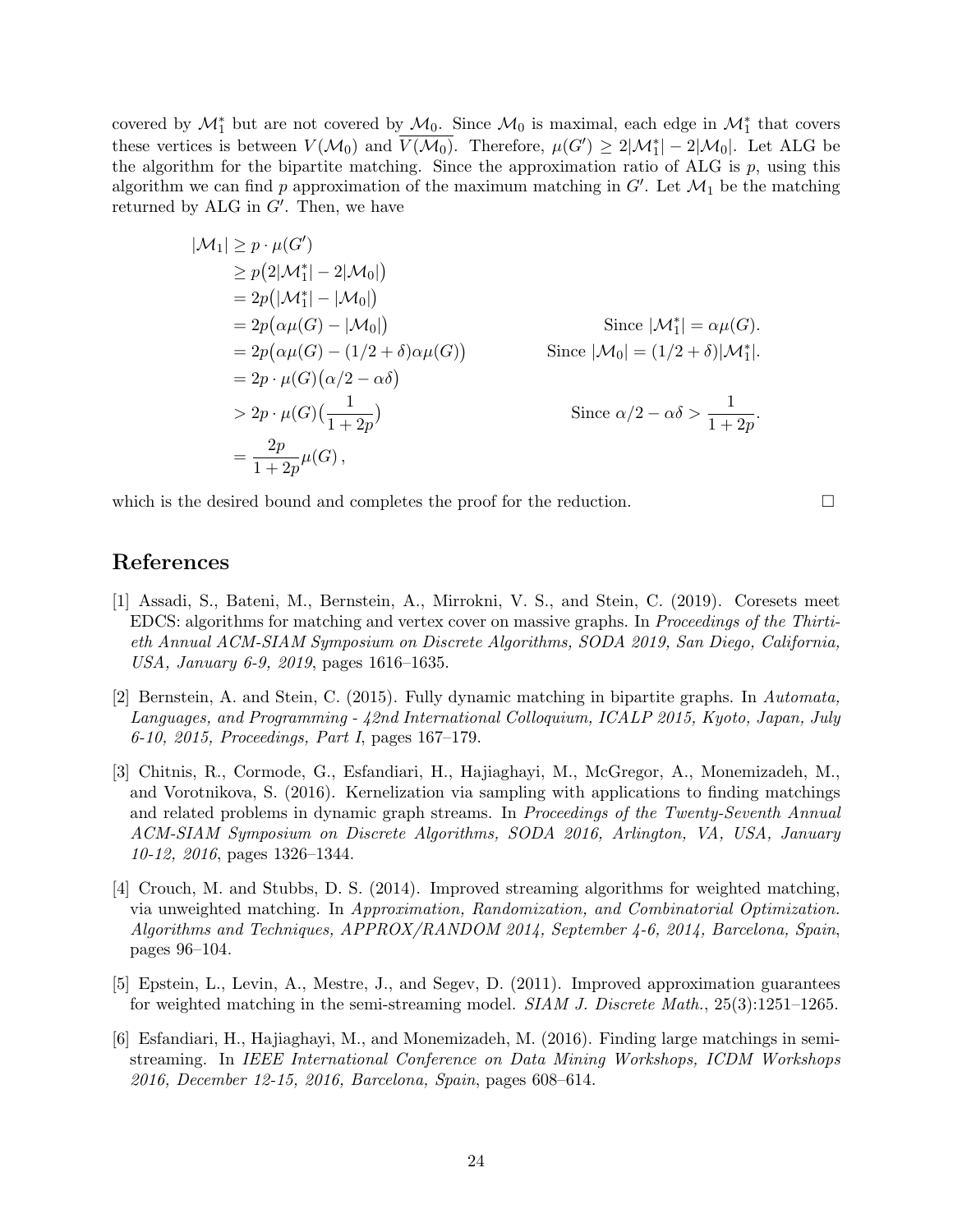covered by $\mathcal{M}_1^*$ but are not covered by $\mathcal{M}_0$. Since $\mathcal{M}_0$ is maximal, each edge in $\mathcal{M}_1^*$ that covers these vertices is between $V(\mathcal{M}_0)$ and $\overline{V(\mathcal{M}_0)}$. Therefore, $\mu(G') \geq 2|\mathcal{M}_1^*| - 2|\mathcal{M}_0|$. Let ALG be the algorithm for the bipartite matching. Since the approximation ratio of ALG is $p$, using this algorithm we can find $p$ approximation of the maximum matching in $G'$. Let $\mathcal{M}_1$ be the matching returned by ALG in $G'$. Then, we have

$$
\begin{aligned}
|\mathcal{M}_1| &\geq p \cdot \mu(G') \\
&\geq p\big(2|\mathcal{M}_1^*| - 2|\mathcal{M}_0|\big) \\
&= 2p\big(|\mathcal{M}_1^*| - |\mathcal{M}_0|\big) \\
&= 2p\big(\alpha\mu(G) - |\mathcal{M}_0|\big) && \text{Since } |\mathcal{M}_1^*| = \alpha\mu(G). \\
&= 2p\big(\alpha\mu(G) - (1/2+\delta)\alpha\mu(G)\big) && \text{Since } |\mathcal{M}_0| = (1/2+\delta)|\mathcal{M}_1^*|. \\
&= 2p \cdot \mu(G)\big(\alpha/2 - \alpha\delta\big) \\
&> 2p \cdot \mu(G)\big(\frac{1}{1+2p}\big) && \text{Since } \alpha/2 - \alpha\delta > \frac{1}{1+2p}. \\
&= \frac{2p}{1+2p}\mu(G)\,,
\end{aligned}
$$

which is the desired bound and completes the proof for the reduction. $\square$

# References

[1] Assadi, S., Bateni, M., Bernstein, A., Mirrokni, V. S., and Stein, C. (2019). Coresets meet EDCS: algorithms for matching and vertex cover on massive graphs. In *Proceedings of the Thirtieth Annual ACM-SIAM Symposium on Discrete Algorithms, SODA 2019, San Diego, California, USA, January 6-9, 2019*, pages 1616–1635.

[2] Bernstein, A. and Stein, C. (2015). Fully dynamic matching in bipartite graphs. In *Automata, Languages, and Programming - 42nd International Colloquium, ICALP 2015, Kyoto, Japan, July 6-10, 2015, Proceedings, Part I*, pages 167–179.

[3] Chitnis, R., Cormode, G., Esfandiari, H., Hajiaghayi, M., McGregor, A., Monemizadeh, M., and Vorotnikova, S. (2016). Kernelization via sampling with applications to finding matchings and related problems in dynamic graph streams. In *Proceedings of the Twenty-Seventh Annual ACM-SIAM Symposium on Discrete Algorithms, SODA 2016, Arlington, VA, USA, January 10-12, 2016*, pages 1326–1344.

[4] Crouch, M. and Stubbs, D. S. (2014). Improved streaming algorithms for weighted matching, via unweighted matching. In *Approximation, Randomization, and Combinatorial Optimization. Algorithms and Techniques, APPROX/RANDOM 2014, September 4-6, 2014, Barcelona, Spain*, pages 96–104.

[5] Epstein, L., Levin, A., Mestre, J., and Segev, D. (2011). Improved approximation guarantees for weighted matching in the semi-streaming model. *SIAM J. Discrete Math.*, 25(3):1251–1265.

[6] Esfandiari, H., Hajiaghayi, M., and Monemizadeh, M. (2016). Finding large matchings in semi-streaming. In *IEEE International Conference on Data Mining Workshops, ICDM Workshops 2016, December 12-15, 2016, Barcelona, Spain*, pages 608–614.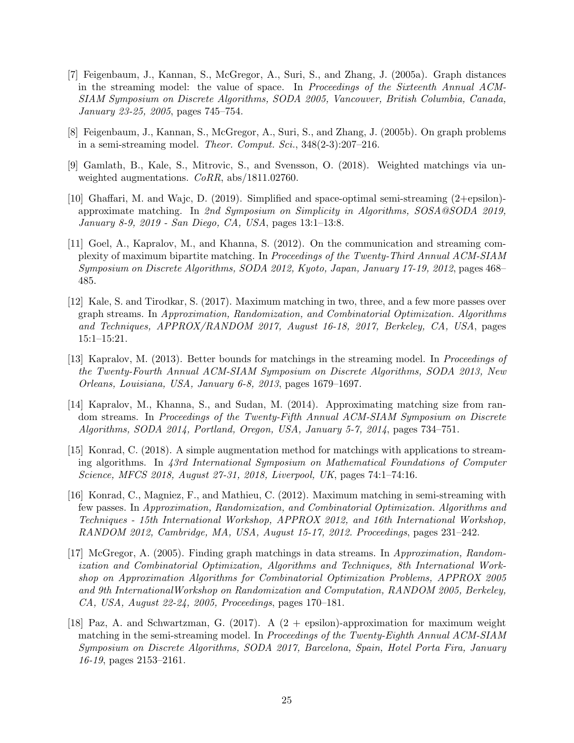[7] Feigenbaum, J., Kannan, S., McGregor, A., Suri, S., and Zhang, J. (2005a). Graph distances in the streaming model: the value of space. In *Proceedings of the Sixteenth Annual ACM-SIAM Symposium on Discrete Algorithms, SODA 2005, Vancouver, British Columbia, Canada, January 23-25, 2005*, pages 745–754.

[8] Feigenbaum, J., Kannan, S., McGregor, A., Suri, S., and Zhang, J. (2005b). On graph problems in a semi-streaming model. *Theor. Comput. Sci.*, 348(2-3):207–216.

[9] Gamlath, B., Kale, S., Mitrovic, S., and Svensson, O. (2018). Weighted matchings via unweighted augmentations. *CoRR*, abs/1811.02760.

[10] Ghaffari, M. and Wajc, D. (2019). Simplified and space-optimal semi-streaming (2+epsilon)-approximate matching. In *2nd Symposium on Simplicity in Algorithms, SOSA@SODA 2019, January 8-9, 2019 - San Diego, CA, USA*, pages 13:1–13:8.

[11] Goel, A., Kapralov, M., and Khanna, S. (2012). On the communication and streaming complexity of maximum bipartite matching. In *Proceedings of the Twenty-Third Annual ACM-SIAM Symposium on Discrete Algorithms, SODA 2012, Kyoto, Japan, January 17-19, 2012*, pages 468–485.

[12] Kale, S. and Tirodkar, S. (2017). Maximum matching in two, three, and a few more passes over graph streams. In *Approximation, Randomization, and Combinatorial Optimization. Algorithms and Techniques, APPROX/RANDOM 2017, August 16-18, 2017, Berkeley, CA, USA*, pages 15:1–15:21.

[13] Kapralov, M. (2013). Better bounds for matchings in the streaming model. In *Proceedings of the Twenty-Fourth Annual ACM-SIAM Symposium on Discrete Algorithms, SODA 2013, New Orleans, Louisiana, USA, January 6-8, 2013*, pages 1679–1697.

[14] Kapralov, M., Khanna, S., and Sudan, M. (2014). Approximating matching size from random streams. In *Proceedings of the Twenty-Fifth Annual ACM-SIAM Symposium on Discrete Algorithms, SODA 2014, Portland, Oregon, USA, January 5-7, 2014*, pages 734–751.

[15] Konrad, C. (2018). A simple augmentation method for matchings with applications to streaming algorithms. In *43rd International Symposium on Mathematical Foundations of Computer Science, MFCS 2018, August 27-31, 2018, Liverpool, UK*, pages 74:1–74:16.

[16] Konrad, C., Magniez, F., and Mathieu, C. (2012). Maximum matching in semi-streaming with few passes. In *Approximation, Randomization, and Combinatorial Optimization. Algorithms and Techniques - 15th International Workshop, APPROX 2012, and 16th International Workshop, RANDOM 2012, Cambridge, MA, USA, August 15-17, 2012. Proceedings*, pages 231–242.

[17] McGregor, A. (2005). Finding graph matchings in data streams. In *Approximation, Randomization and Combinatorial Optimization, Algorithms and Techniques, 8th International Workshop on Approximation Algorithms for Combinatorial Optimization Problems, APPROX 2005 and 9th InternationalWorkshop on Randomization and Computation, RANDOM 2005, Berkeley, CA, USA, August 22-24, 2005, Proceedings*, pages 170–181.

[18] Paz, A. and Schwartzman, G. (2017). A (2 + epsilon)-approximation for maximum weight matching in the semi-streaming model. In *Proceedings of the Twenty-Eighth Annual ACM-SIAM Symposium on Discrete Algorithms, SODA 2017, Barcelona, Spain, Hotel Porta Fira, January 16-19*, pages 2153–2161.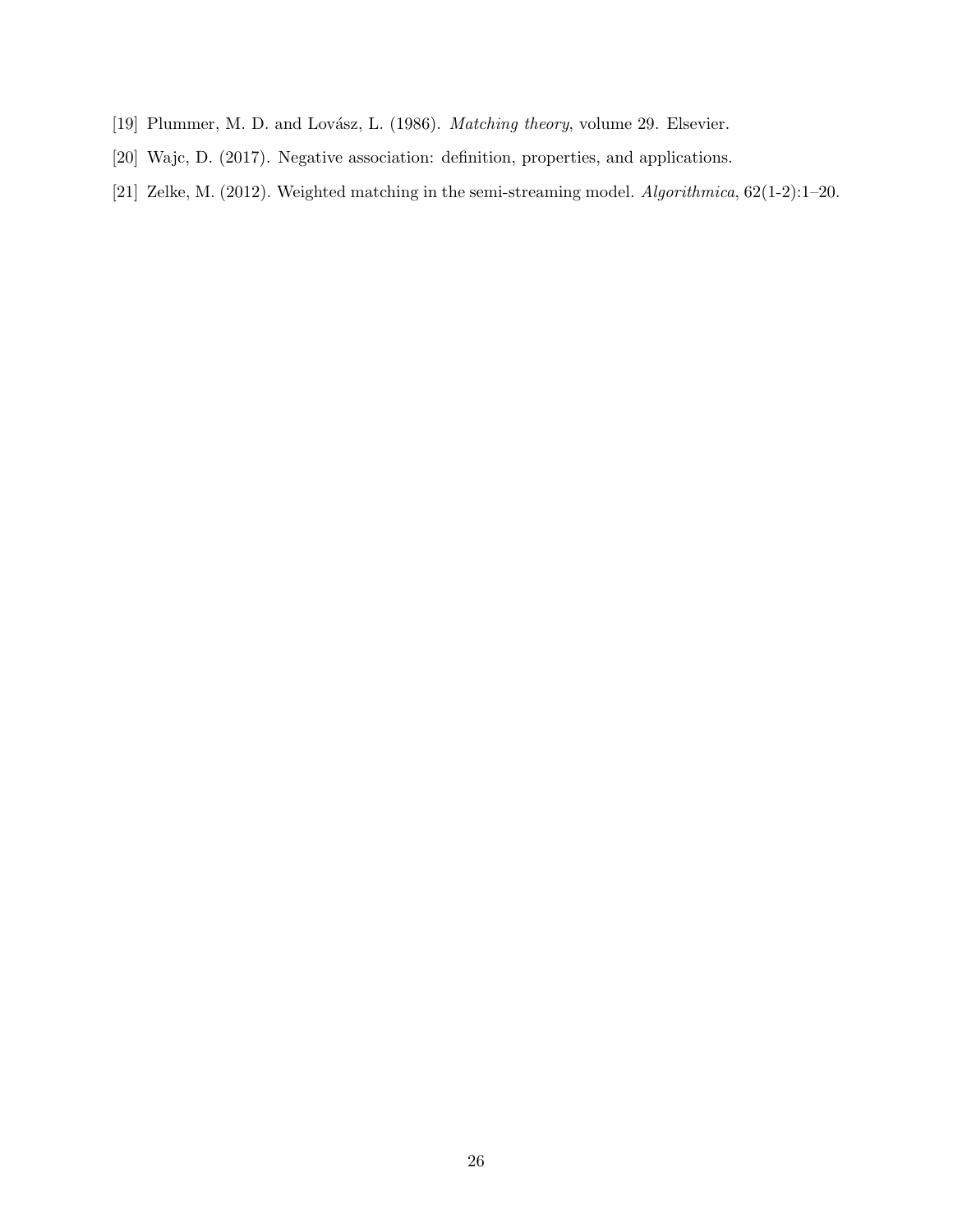[19] Plummer, M. D. and Lovász, L. (1986). *Matching theory*, volume 29. Elsevier.

[20] Wajc, D. (2017). Negative association: definition, properties, and applications.

[21] Zelke, M. (2012). Weighted matching in the semi-streaming model. *Algorithmica*, 62(1-2):1–20.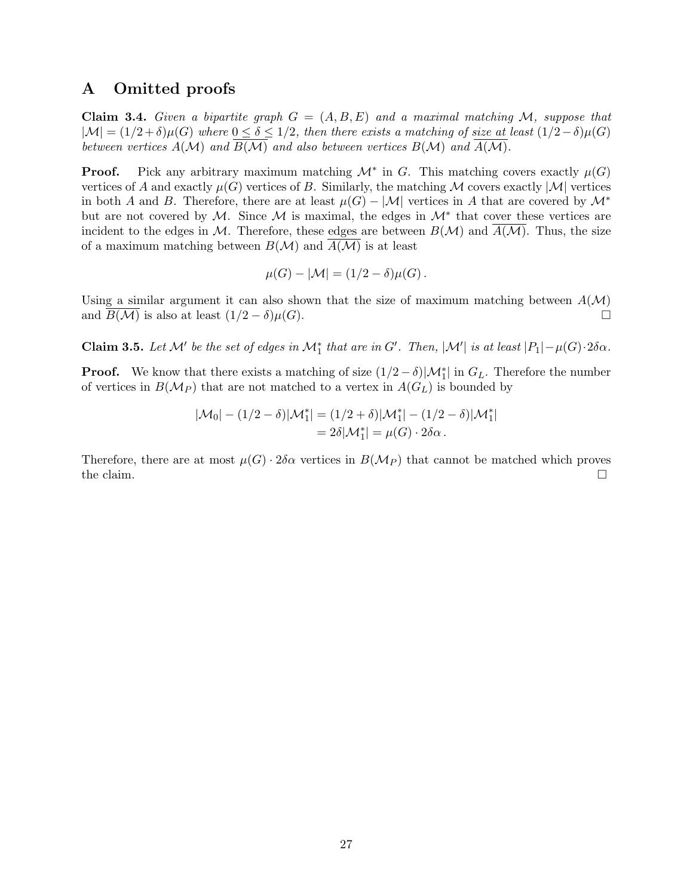# A Omitted proofs

**Claim 3.4.** *Given a bipartite graph $G = (A, B, E)$ and a maximal matching $\mathcal{M}$, suppose that $|\mathcal{M}| = (1/2 + \delta)\mu(G)$ where $0 \leq \delta \leq 1/2$, then there exists a matching of size at least $(1/2 - \delta)\mu(G)$ between vertices $A(\mathcal{M})$ and $\overline{B(\mathcal{M})}$ and also between vertices $B(\mathcal{M})$ and $\overline{A(\mathcal{M})}$.*

**Proof.** Pick any arbitrary maximum matching $\mathcal{M}^*$ in $G$. This matching covers exactly $\mu(G)$ vertices of $A$ and exactly $\mu(G)$ vertices of $B$. Similarly, the matching $\mathcal{M}$ covers exactly $|\mathcal{M}|$ vertices in both $A$ and $B$. Therefore, there are at least $\mu(G) - |\mathcal{M}|$ vertices in $A$ that are covered by $\mathcal{M}^*$ but are not covered by $\mathcal{M}$. Since $\mathcal{M}$ is maximal, the edges in $\mathcal{M}^*$ that cover these vertices are incident to the edges in $\mathcal{M}$. Therefore, these edges are between $B(\mathcal{M})$ and $\overline{A(\mathcal{M})}$. Thus, the size of a maximum matching between $B(\mathcal{M})$ and $\overline{A(\mathcal{M})}$ is at least

$$\mu(G) - |\mathcal{M}| = (1/2 - \delta)\mu(G)\,.$$

Using a similar argument it can also shown that the size of maximum matching between $A(\mathcal{M})$ and $\overline{B(\mathcal{M})}$ is also at least $(1/2 - \delta)\mu(G)$. $\square$

**Claim 3.5.** *Let $\mathcal{M}'$ be the set of edges in $\mathcal{M}_1^*$ that are in $G'$. Then, $|\mathcal{M}'|$ is at least $|P_1| - \mu(G) \cdot 2\delta\alpha$.*

**Proof.** We know that there exists a matching of size $(1/2 - \delta)|\mathcal{M}_1^*|$ in $G_L$. Therefore the number of vertices in $B(\mathcal{M}_P)$ that are not matched to a vertex in $A(G_L)$ is bounded by

$$\begin{aligned} |\mathcal{M}_0| - (1/2 - \delta)|\mathcal{M}_1^*| &= (1/2 + \delta)|\mathcal{M}_1^*| - (1/2 - \delta)|\mathcal{M}_1^*| \\ &= 2\delta|\mathcal{M}_1^*| = \mu(G) \cdot 2\delta\alpha\,. \end{aligned}$$

Therefore, there are at most $\mu(G) \cdot 2\delta\alpha$ vertices in $B(\mathcal{M}_P)$ that cannot be matched which proves the claim. $\square$